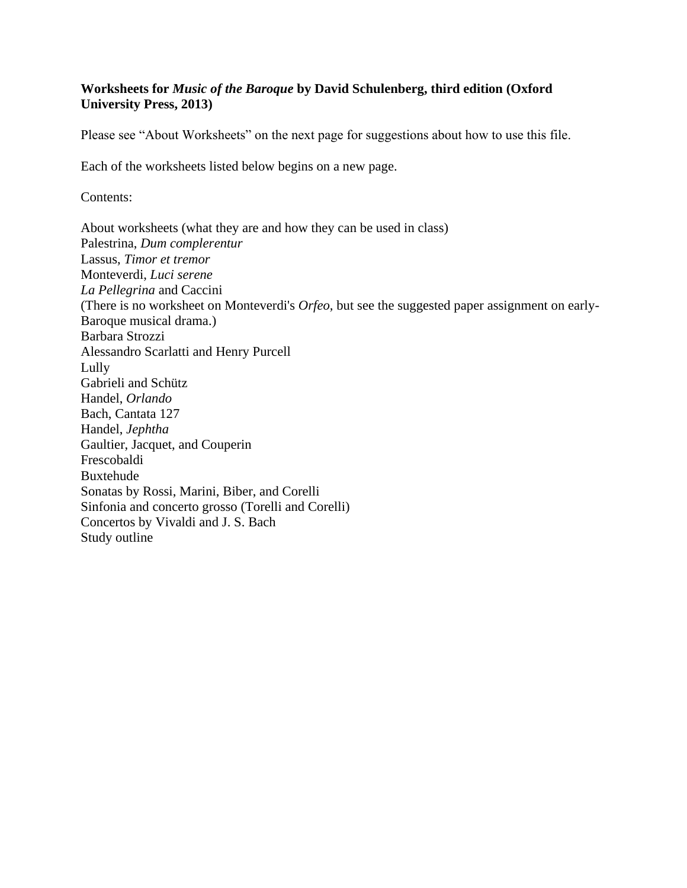**Worksheets for *Music of the Baroque* by David Schulenberg, third edition (Oxford University Press, 2013)**

Please see "About Worksheets" on the next page for suggestions about how to use this file.

Each of the worksheets listed below begins on a new page.

Contents:

About worksheets (what they are and how they can be used in class)
Palestrina, *Dum complerentur*
Lassus, *Timor et tremor*
Monteverdi, *Luci serene*
*La Pellegrina* and Caccini
(There is no worksheet on Monteverdi's *Orfeo,* but see the suggested paper assignment on early-Baroque musical drama.)
Barbara Strozzi
Alessandro Scarlatti and Henry Purcell
Lully
Gabrieli and Schütz
Handel, *Orlando*
Bach, Cantata 127
Handel, *Jephtha*
Gaultier, Jacquet, and Couperin
Frescobaldi
Buxtehude
Sonatas by Rossi, Marini, Biber, and Corelli
Sinfonia and concerto grosso (Torelli and Corelli)
Concertos by Vivaldi and J. S. Bach
Study outline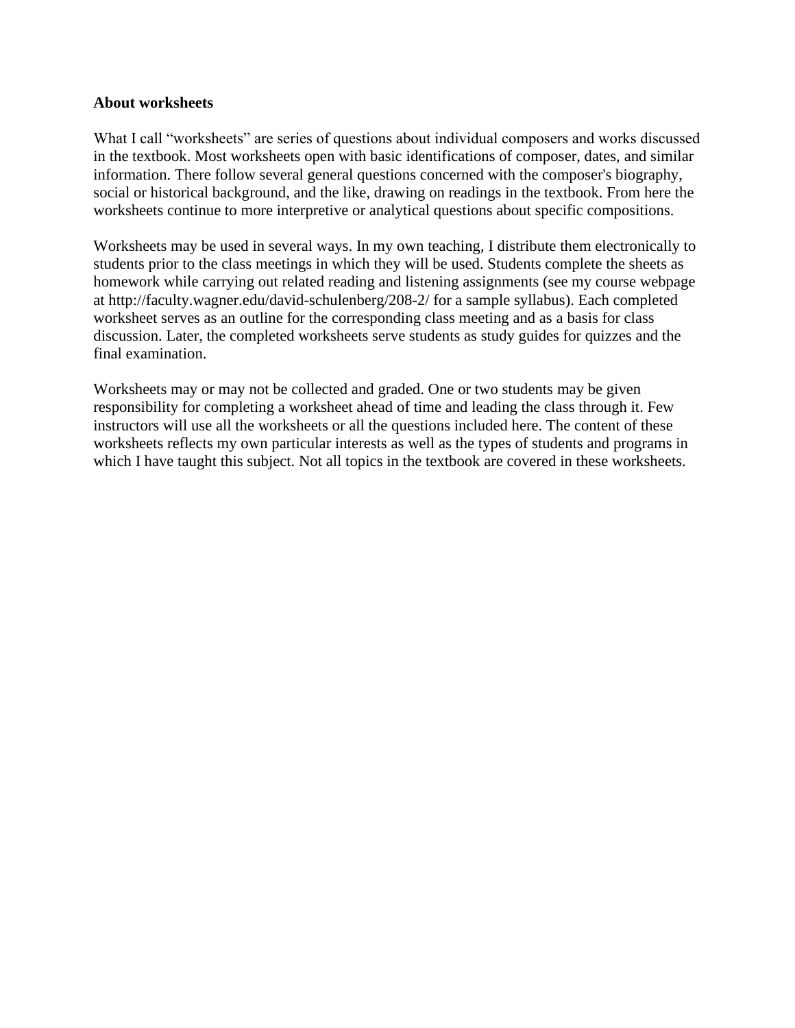**About worksheets**

What I call "worksheets" are series of questions about individual composers and works discussed in the textbook. Most worksheets open with basic identifications of composer, dates, and similar information. There follow several general questions concerned with the composer's biography, social or historical background, and the like, drawing on readings in the textbook. From here the worksheets continue to more interpretive or analytical questions about specific compositions.

Worksheets may be used in several ways. In my own teaching, I distribute them electronically to students prior to the class meetings in which they will be used. Students complete the sheets as homework while carrying out related reading and listening assignments (see my course webpage at http://faculty.wagner.edu/david-schulenberg/208-2/ for a sample syllabus). Each completed worksheet serves as an outline for the corresponding class meeting and as a basis for class discussion. Later, the completed worksheets serve students as study guides for quizzes and the final examination.

Worksheets may or may not be collected and graded. One or two students may be given responsibility for completing a worksheet ahead of time and leading the class through it. Few instructors will use all the worksheets or all the questions included here. The content of these worksheets reflects my own particular interests as well as the types of students and programs in which I have taught this subject. Not all topics in the textbook are covered in these worksheets.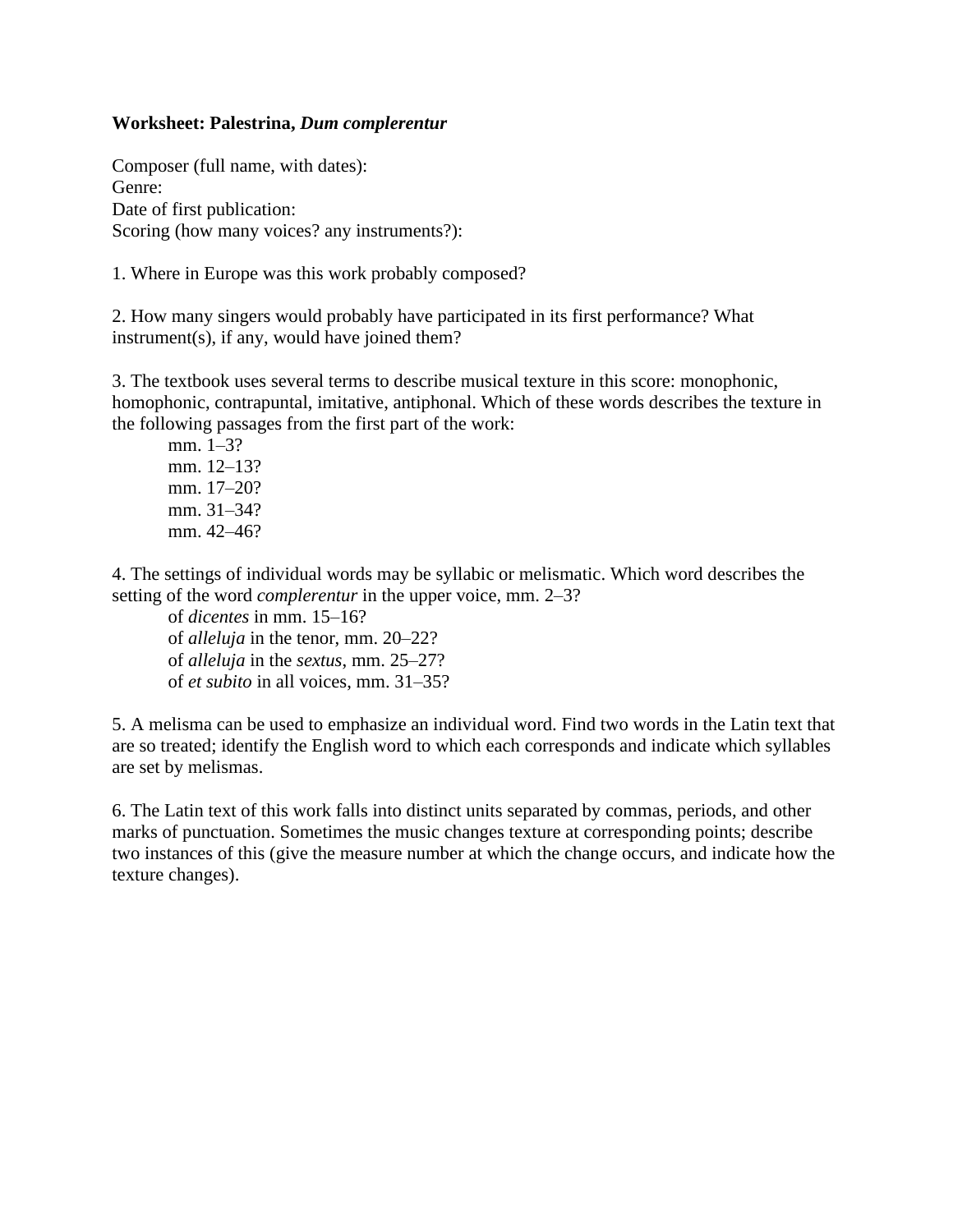**Worksheet: Palestrina, *Dum complerentur***

Composer (full name, with dates):
Genre:
Date of first publication:
Scoring (how many voices? any instruments?):

1. Where in Europe was this work probably composed?

2. How many singers would probably have participated in its first performance? What instrument(s), if any, would have joined them?

3. The textbook uses several terms to describe musical texture in this score: monophonic, homophonic, contrapuntal, imitative, antiphonal. Which of these words describes the texture in the following passages from the first part of the work:

> mm. 1–3?
> mm. 12–13?
> mm. 17–20?
> mm. 31–34?
> mm. 42–46?

4. The settings of individual words may be syllabic or melismatic. Which word describes the setting of the word *complerentur* in the upper voice, mm. 2–3?

> of *dicentes* in mm. 15–16?
> of *alleluja* in the tenor, mm. 20–22?
> of *alleluja* in the *sextus*, mm. 25–27?
> of *et subito* in all voices, mm. 31–35?

5. A melisma can be used to emphasize an individual word. Find two words in the Latin text that are so treated; identify the English word to which each corresponds and indicate which syllables are set by melismas.

6. The Latin text of this work falls into distinct units separated by commas, periods, and other marks of punctuation. Sometimes the music changes texture at corresponding points; describe two instances of this (give the measure number at which the change occurs, and indicate how the texture changes).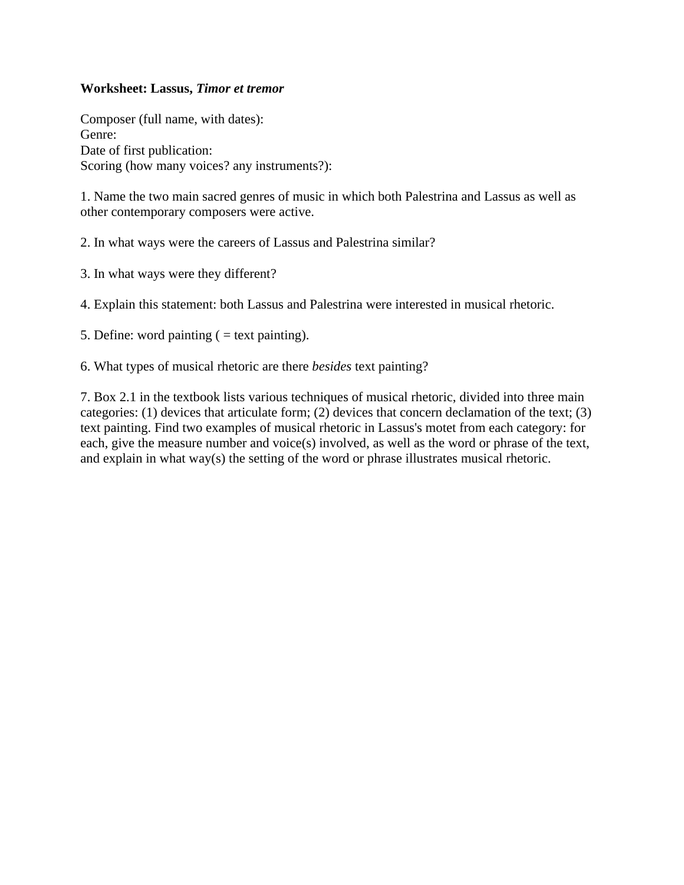**Worksheet: Lassus, *Timor et tremor***

Composer (full name, with dates):
Genre:
Date of first publication:
Scoring (how many voices? any instruments?):

1. Name the two main sacred genres of music in which both Palestrina and Lassus as well as other contemporary composers were active.

2. In what ways were the careers of Lassus and Palestrina similar?

3. In what ways were they different?

4. Explain this statement: both Lassus and Palestrina were interested in musical rhetoric.

5. Define: word painting ( = text painting).

6. What types of musical rhetoric are there *besides* text painting?

7. Box 2.1 in the textbook lists various techniques of musical rhetoric, divided into three main categories: (1) devices that articulate form; (2) devices that concern declamation of the text; (3) text painting. Find two examples of musical rhetoric in Lassus's motet from each category: for each, give the measure number and voice(s) involved, as well as the word or phrase of the text, and explain in what way(s) the setting of the word or phrase illustrates musical rhetoric.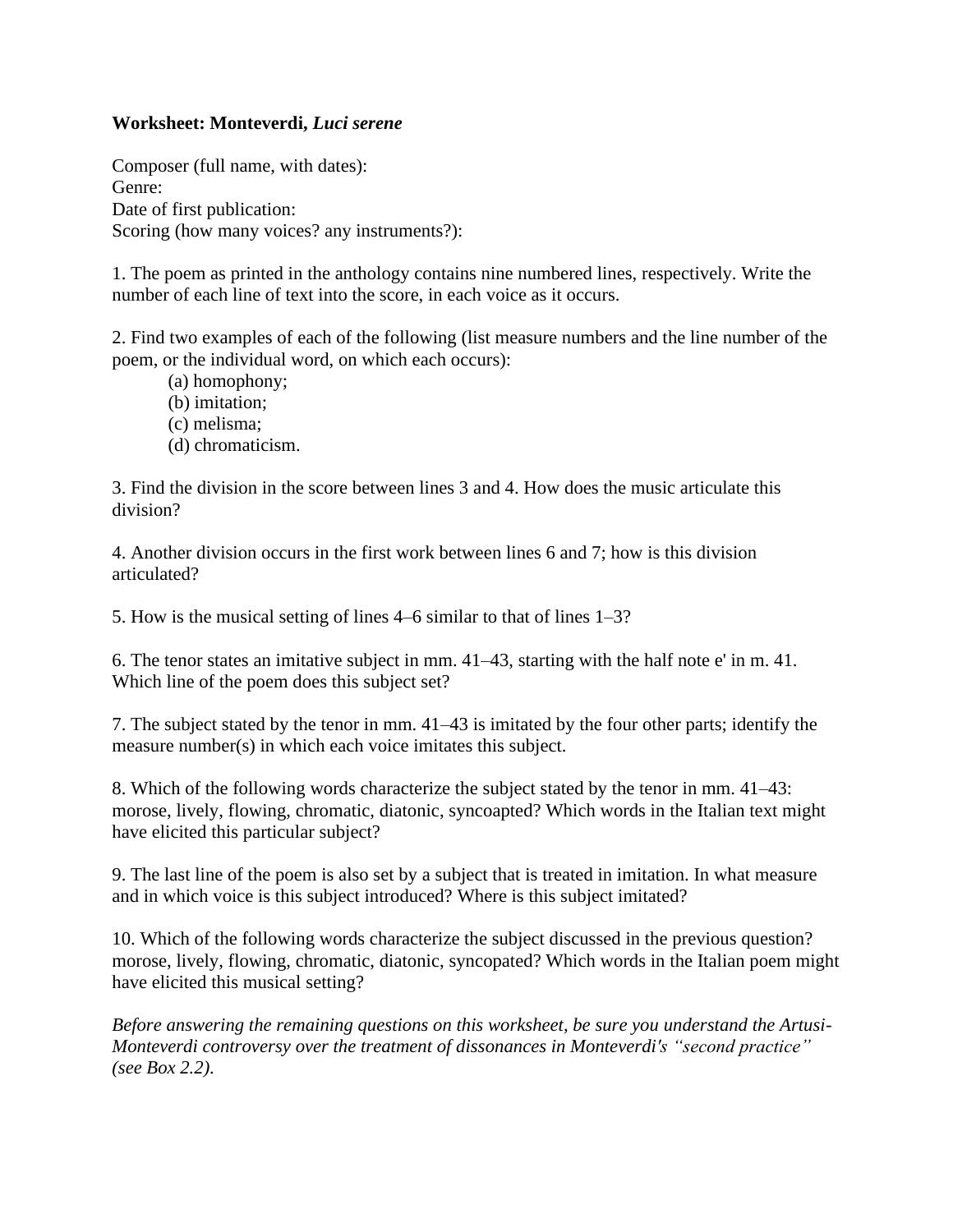**Worksheet: Monteverdi, *Luci serene***

Composer (full name, with dates):
Genre:
Date of first publication:
Scoring (how many voices? any instruments?):

1. The poem as printed in the anthology contains nine numbered lines, respectively. Write the number of each line of text into the score, in each voice as it occurs.

2. Find two examples of each of the following (list measure numbers and the line number of the poem, or the individual word, on which each occurs):
    - (a) homophony;
    - (b) imitation;
    - (c) melisma;
    - (d) chromaticism.

3. Find the division in the score between lines 3 and 4. How does the music articulate this division?

4. Another division occurs in the first work between lines 6 and 7; how is this division articulated?

5. How is the musical setting of lines 4–6 similar to that of lines 1–3?

6. The tenor states an imitative subject in mm. 41–43, starting with the half note e' in m. 41. Which line of the poem does this subject set?

7. The subject stated by the tenor in mm. 41–43 is imitated by the four other parts; identify the measure number(s) in which each voice imitates this subject.

8. Which of the following words characterize the subject stated by the tenor in mm. 41–43: morose, lively, flowing, chromatic, diatonic, syncoapted? Which words in the Italian text might have elicited this particular subject?

9. The last line of the poem is also set by a subject that is treated in imitation. In what measure and in which voice is this subject introduced? Where is this subject imitated?

10. Which of the following words characterize the subject discussed in the previous question? morose, lively, flowing, chromatic, diatonic, syncopated? Which words in the Italian poem might have elicited this musical setting?

*Before answering the remaining questions on this worksheet, be sure you understand the Artusi-Monteverdi controversy over the treatment of dissonances in Monteverdi's "second practice" (see Box 2.2).*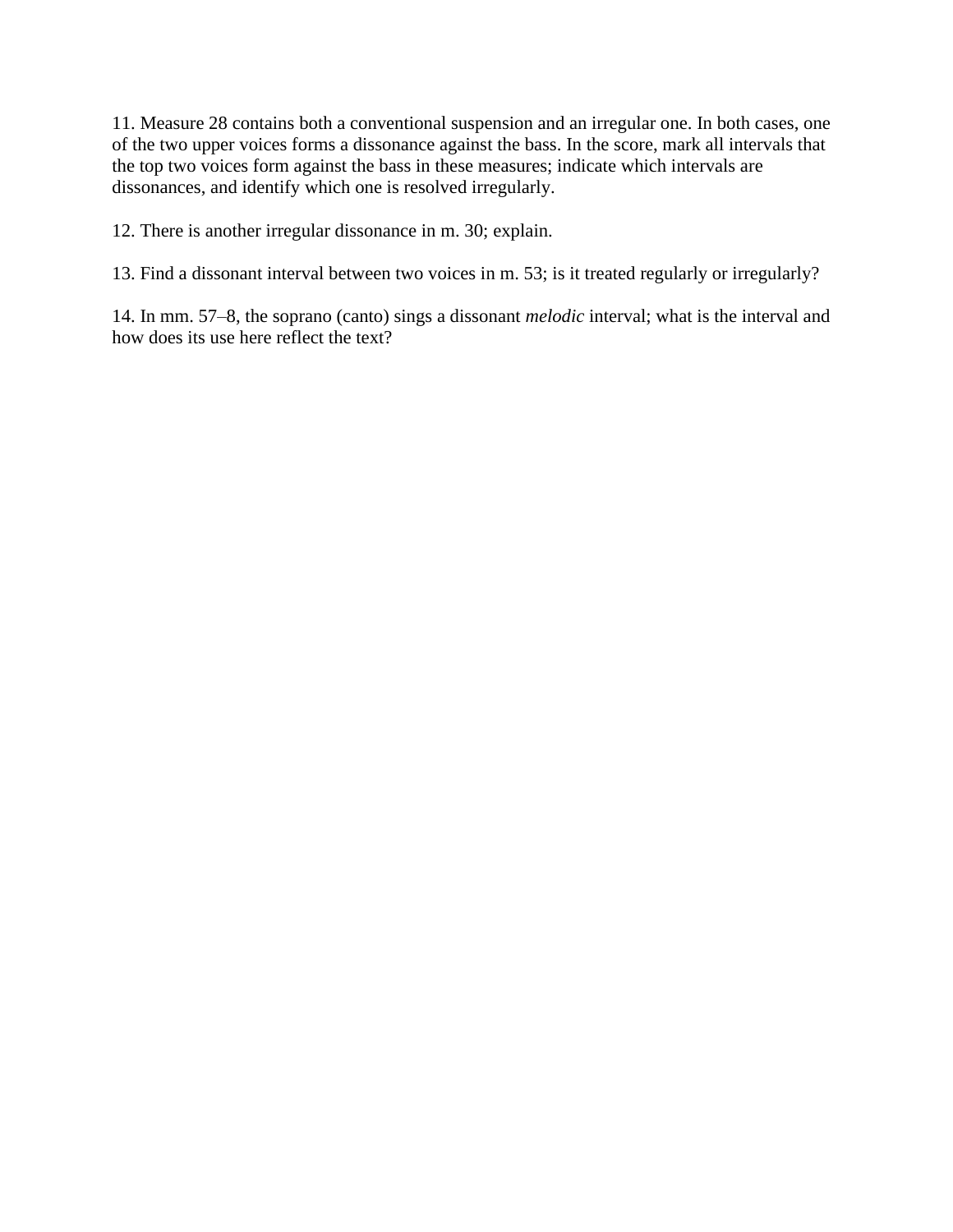11. Measure 28 contains both a conventional suspension and an irregular one. In both cases, one of the two upper voices forms a dissonance against the bass. In the score, mark all intervals that the top two voices form against the bass in these measures; indicate which intervals are dissonances, and identify which one is resolved irregularly.

12. There is another irregular dissonance in m. 30; explain.

13. Find a dissonant interval between two voices in m. 53; is it treated regularly or irregularly?

14. In mm. 57–8, the soprano (canto) sings a dissonant *melodic* interval; what is the interval and how does its use here reflect the text?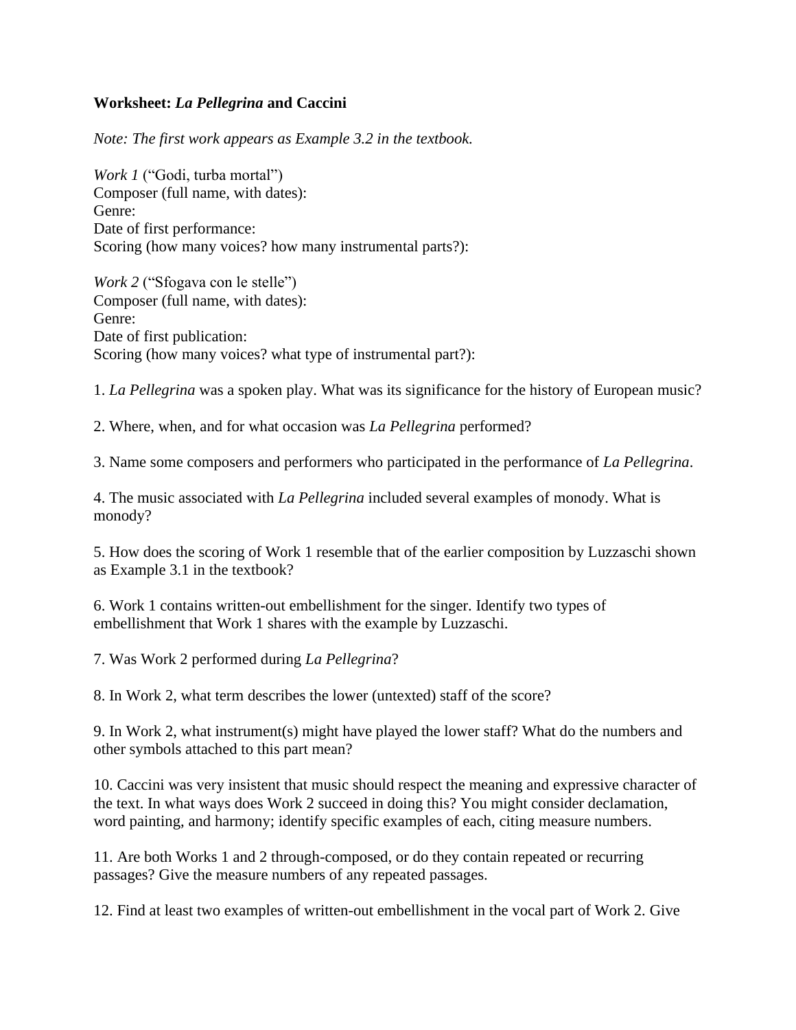**Worksheet: *La Pellegrina* and Caccini**

*Note: The first work appears as Example 3.2 in the textbook.*

*Work 1* ("Godi, turba mortal")
Composer (full name, with dates):
Genre:
Date of first performance:
Scoring (how many voices? how many instrumental parts?):

*Work 2* ("Sfogava con le stelle")
Composer (full name, with dates):
Genre:
Date of first publication:
Scoring (how many voices? what type of instrumental part?):

1. *La Pellegrina* was a spoken play. What was its significance for the history of European music?

2. Where, when, and for what occasion was *La Pellegrina* performed?

3. Name some composers and performers who participated in the performance of *La Pellegrina*.

4. The music associated with *La Pellegrina* included several examples of monody. What is monody?

5. How does the scoring of Work 1 resemble that of the earlier composition by Luzzaschi shown as Example 3.1 in the textbook?

6. Work 1 contains written-out embellishment for the singer. Identify two types of embellishment that Work 1 shares with the example by Luzzaschi.

7. Was Work 2 performed during *La Pellegrina*?

8. In Work 2, what term describes the lower (untexted) staff of the score?

9. In Work 2, what instrument(s) might have played the lower staff? What do the numbers and other symbols attached to this part mean?

10. Caccini was very insistent that music should respect the meaning and expressive character of the text. In what ways does Work 2 succeed in doing this? You might consider declamation, word painting, and harmony; identify specific examples of each, citing measure numbers.

11. Are both Works 1 and 2 through-composed, or do they contain repeated or recurring passages? Give the measure numbers of any repeated passages.

12. Find at least two examples of written-out embellishment in the vocal part of Work 2. Give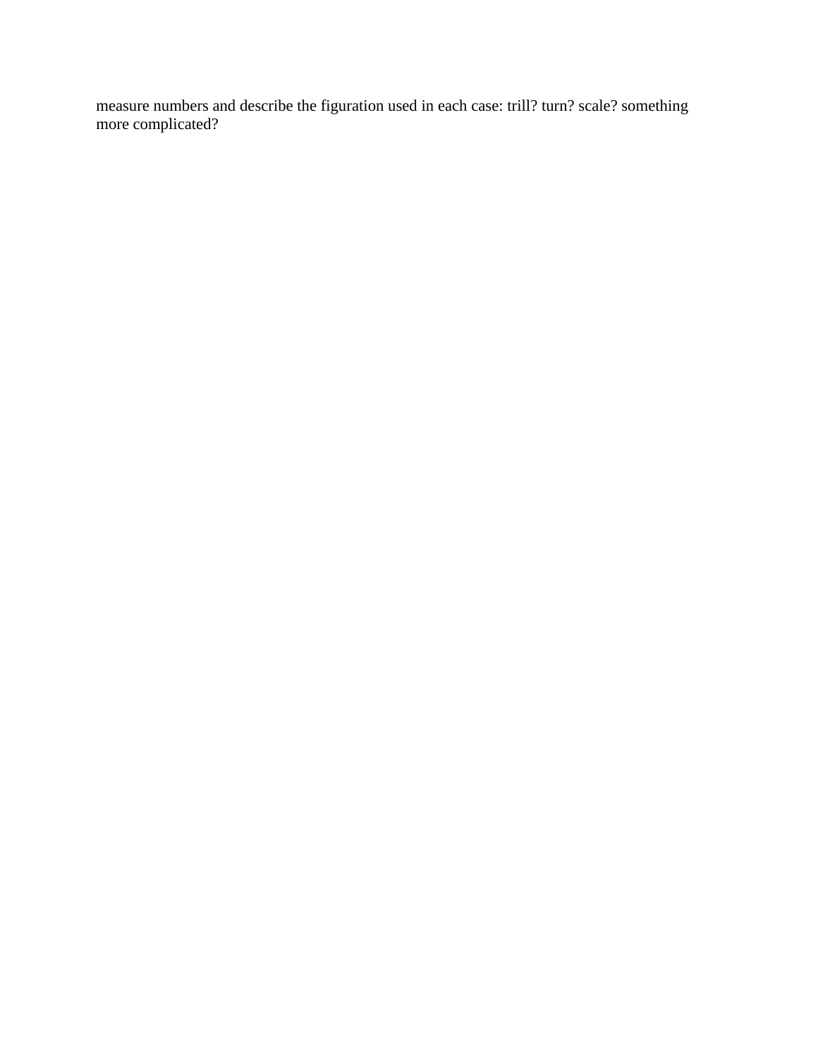measure numbers and describe the figuration used in each case: trill? turn? scale? something more complicated?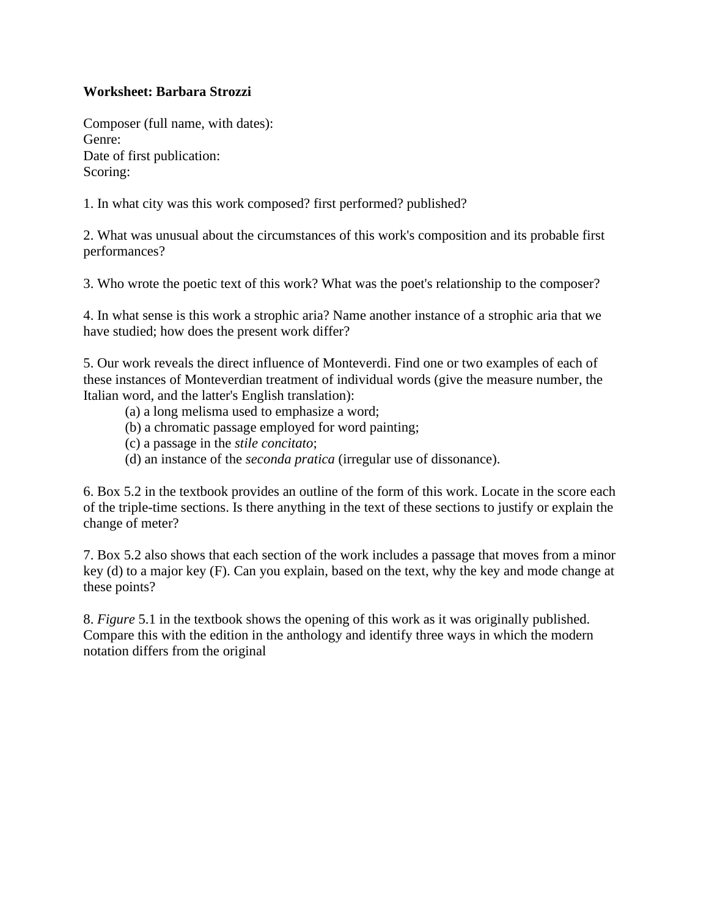**Worksheet: Barbara Strozzi**

Composer (full name, with dates):
Genre:
Date of first publication:
Scoring:

1. In what city was this work composed? first performed? published?

2. What was unusual about the circumstances of this work's composition and its probable first performances?

3. Who wrote the poetic text of this work? What was the poet's relationship to the composer?

4. In what sense is this work a strophic aria? Name another instance of a strophic aria that we have studied; how does the present work differ?

5. Our work reveals the direct influence of Monteverdi. Find one or two examples of each of these instances of Monteverdian treatment of individual words (give the measure number, the Italian word, and the latter's English translation):

   (a) a long melisma used to emphasize a word;
   (b) a chromatic passage employed for word painting;
   (c) a passage in the *stile concitato*;
   (d) an instance of the *seconda pratica* (irregular use of dissonance).

6. Box 5.2 in the textbook provides an outline of the form of this work. Locate in the score each of the triple-time sections. Is there anything in the text of these sections to justify or explain the change of meter?

7. Box 5.2 also shows that each section of the work includes a passage that moves from a minor key (d) to a major key (F). Can you explain, based on the text, why the key and mode change at these points?

8. *Figure* 5.1 in the textbook shows the opening of this work as it was originally published. Compare this with the edition in the anthology and identify three ways in which the modern notation differs from the original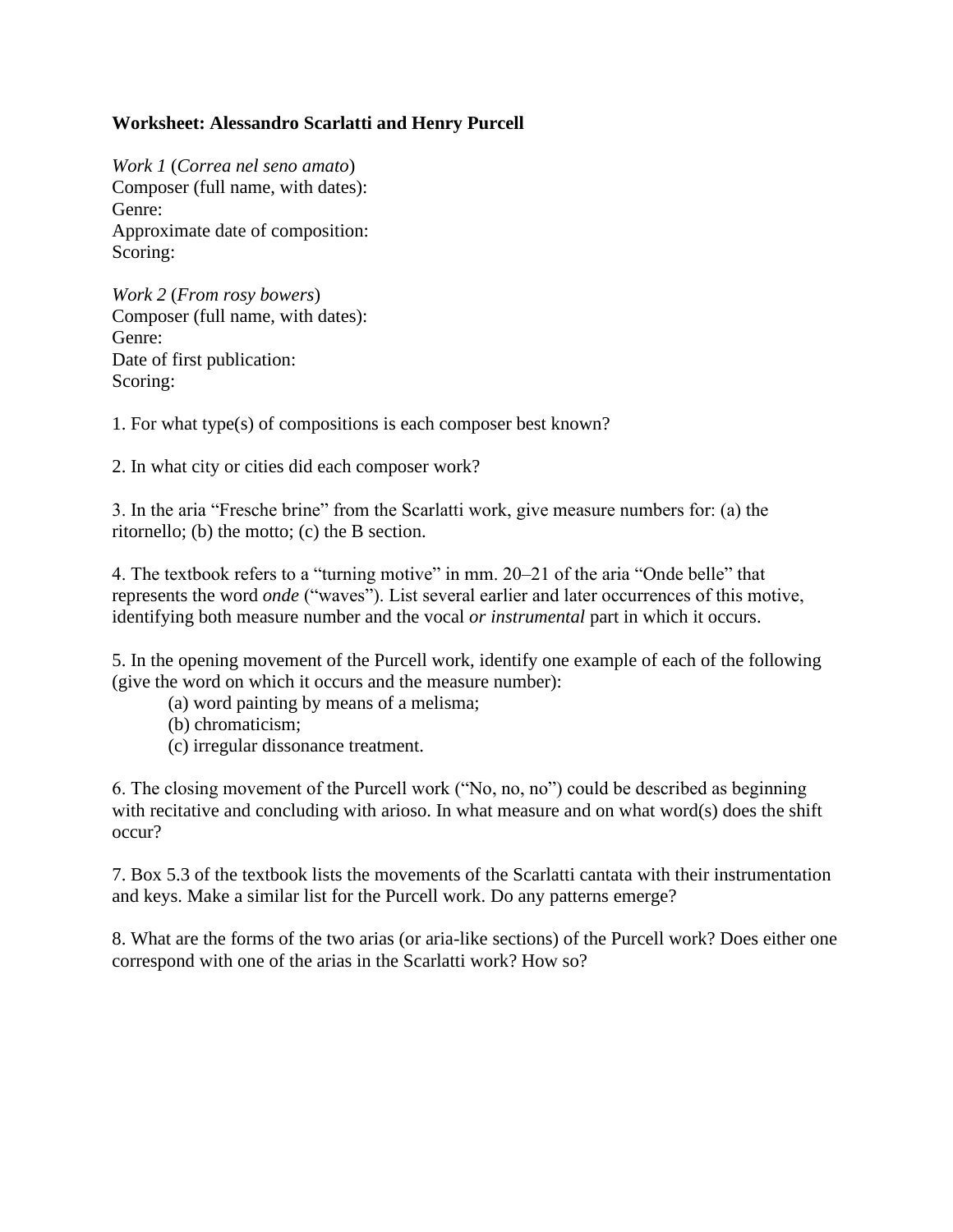**Worksheet: Alessandro Scarlatti and Henry Purcell**

*Work 1* (*Correa nel seno amato*)
Composer (full name, with dates):
Genre:
Approximate date of composition:
Scoring:

*Work 2* (*From rosy bowers*)
Composer (full name, with dates):
Genre:
Date of first publication:
Scoring:

1. For what type(s) of compositions is each composer best known?

2. In what city or cities did each composer work?

3. In the aria "Fresche brine" from the Scarlatti work, give measure numbers for: (a) the ritornello; (b) the motto; (c) the B section.

4. The textbook refers to a "turning motive" in mm. 20–21 of the aria "Onde belle" that represents the word *onde* ("waves"). List several earlier and later occurrences of this motive, identifying both measure number and the vocal *or instrumental* part in which it occurs.

5. In the opening movement of the Purcell work, identify one example of each of the following (give the word on which it occurs and the measure number):

> (a) word painting by means of a melisma;
> (b) chromaticism;
> (c) irregular dissonance treatment.

6. The closing movement of the Purcell work ("No, no, no") could be described as beginning with recitative and concluding with arioso. In what measure and on what word(s) does the shift occur?

7. Box 5.3 of the textbook lists the movements of the Scarlatti cantata with their instrumentation and keys. Make a similar list for the Purcell work. Do any patterns emerge?

8. What are the forms of the two arias (or aria-like sections) of the Purcell work? Does either one correspond with one of the arias in the Scarlatti work? How so?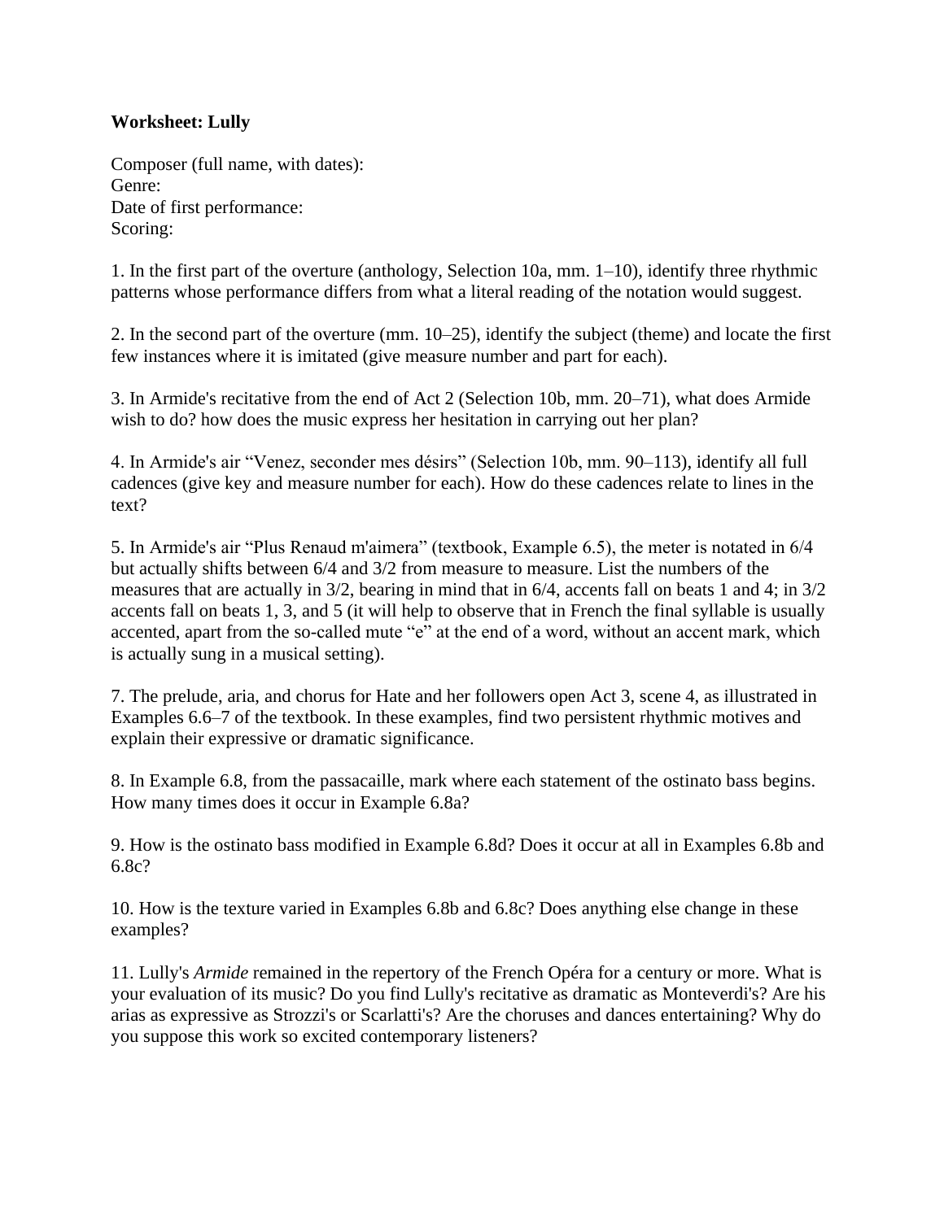**Worksheet: Lully**

Composer (full name, with dates):
Genre:
Date of first performance:
Scoring:

1. In the first part of the overture (anthology, Selection 10a, mm. 1–10), identify three rhythmic patterns whose performance differs from what a literal reading of the notation would suggest.

2. In the second part of the overture (mm. 10–25), identify the subject (theme) and locate the first few instances where it is imitated (give measure number and part for each).

3. In Armide's recitative from the end of Act 2 (Selection 10b, mm. 20–71), what does Armide wish to do? how does the music express her hesitation in carrying out her plan?

4. In Armide's air "Venez, seconder mes désirs" (Selection 10b, mm. 90–113), identify all full cadences (give key and measure number for each). How do these cadences relate to lines in the text?

5. In Armide's air "Plus Renaud m'aimera" (textbook, Example 6.5), the meter is notated in 6/4 but actually shifts between 6/4 and 3/2 from measure to measure. List the numbers of the measures that are actually in 3/2, bearing in mind that in 6/4, accents fall on beats 1 and 4; in 3/2 accents fall on beats 1, 3, and 5 (it will help to observe that in French the final syllable is usually accented, apart from the so-called mute "e" at the end of a word, without an accent mark, which is actually sung in a musical setting).

7. The prelude, aria, and chorus for Hate and her followers open Act 3, scene 4, as illustrated in Examples 6.6–7 of the textbook. In these examples, find two persistent rhythmic motives and explain their expressive or dramatic significance.

8. In Example 6.8, from the passacaille, mark where each statement of the ostinato bass begins. How many times does it occur in Example 6.8a?

9. How is the ostinato bass modified in Example 6.8d? Does it occur at all in Examples 6.8b and 6.8c?

10. How is the texture varied in Examples 6.8b and 6.8c? Does anything else change in these examples?

11. Lully's *Armide* remained in the repertory of the French Opéra for a century or more. What is your evaluation of its music? Do you find Lully's recitative as dramatic as Monteverdi's? Are his arias as expressive as Strozzi's or Scarlatti's? Are the choruses and dances entertaining? Why do you suppose this work so excited contemporary listeners?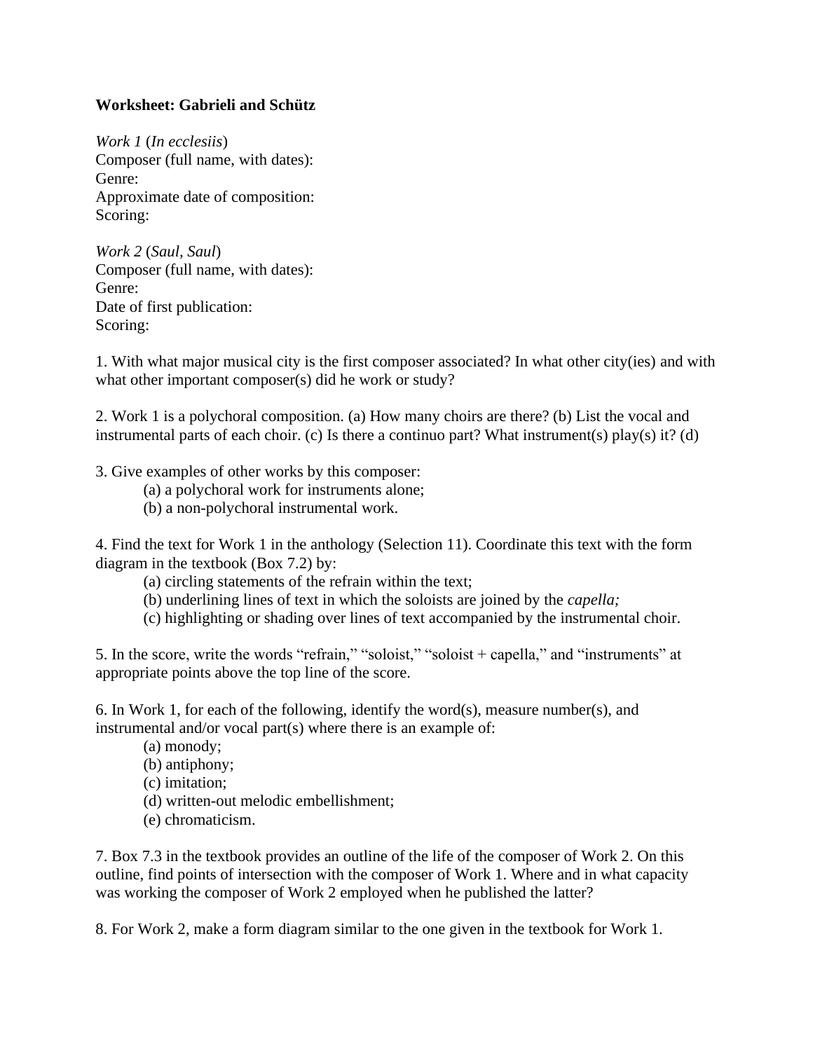**Worksheet: Gabrieli and Schütz**

*Work 1* (*In ecclesiis*)
Composer (full name, with dates):
Genre:
Approximate date of composition:
Scoring:

*Work 2* (*Saul, Saul*)
Composer (full name, with dates):
Genre:
Date of first publication:
Scoring:

1. With what major musical city is the first composer associated? In what other city(ies) and with what other important composer(s) did he work or study?

2. Work 1 is a polychoral composition. (a) How many choirs are there? (b) List the vocal and instrumental parts of each choir. (c) Is there a continuo part? What instrument(s) play(s) it? (d)

3. Give examples of other works by this composer:
   (a) a polychoral work for instruments alone;
   (b) a non-polychoral instrumental work.

4. Find the text for Work 1 in the anthology (Selection 11). Coordinate this text with the form diagram in the textbook (Box 7.2) by:
   (a) circling statements of the refrain within the text;
   (b) underlining lines of text in which the soloists are joined by the *capella;*
   (c) highlighting or shading over lines of text accompanied by the instrumental choir.

5. In the score, write the words “refrain,” “soloist,” “soloist + capella,” and “instruments” at appropriate points above the top line of the score.

6. In Work 1, for each of the following, identify the word(s), measure number(s), and instrumental and/or vocal part(s) where there is an example of:
   (a) monody;
   (b) antiphony;
   (c) imitation;
   (d) written-out melodic embellishment;
   (e) chromaticism.

7. Box 7.3 in the textbook provides an outline of the life of the composer of Work 2. On this outline, find points of intersection with the composer of Work 1. Where and in what capacity was working the composer of Work 2 employed when he published the latter?

8. For Work 2, make a form diagram similar to the one given in the textbook for Work 1.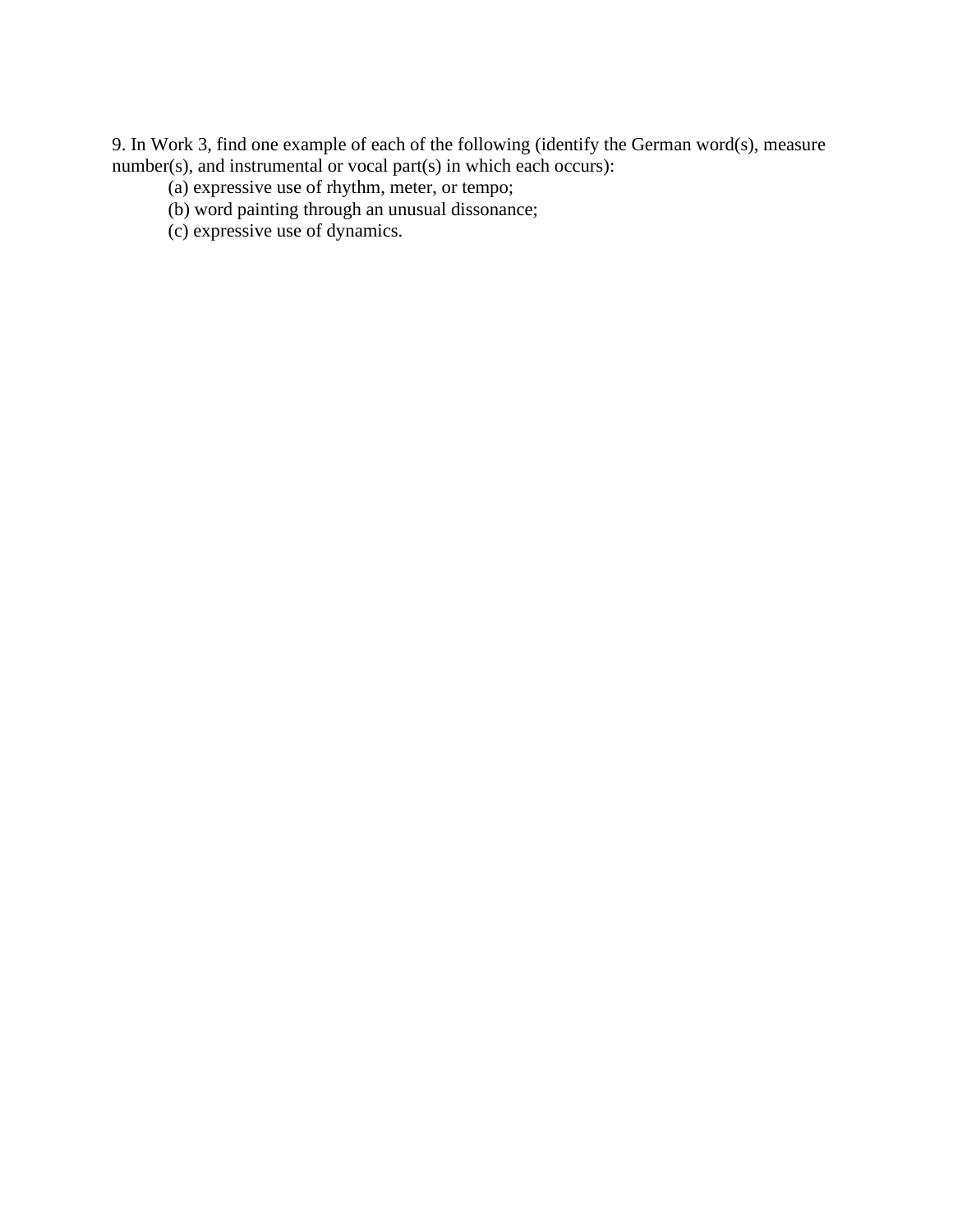9. In Work 3, find one example of each of the following (identify the German word(s), measure number(s), and instrumental or vocal part(s) in which each occurs):

(a) expressive use of rhythm, meter, or tempo;

(b) word painting through an unusual dissonance;

(c) expressive use of dynamics.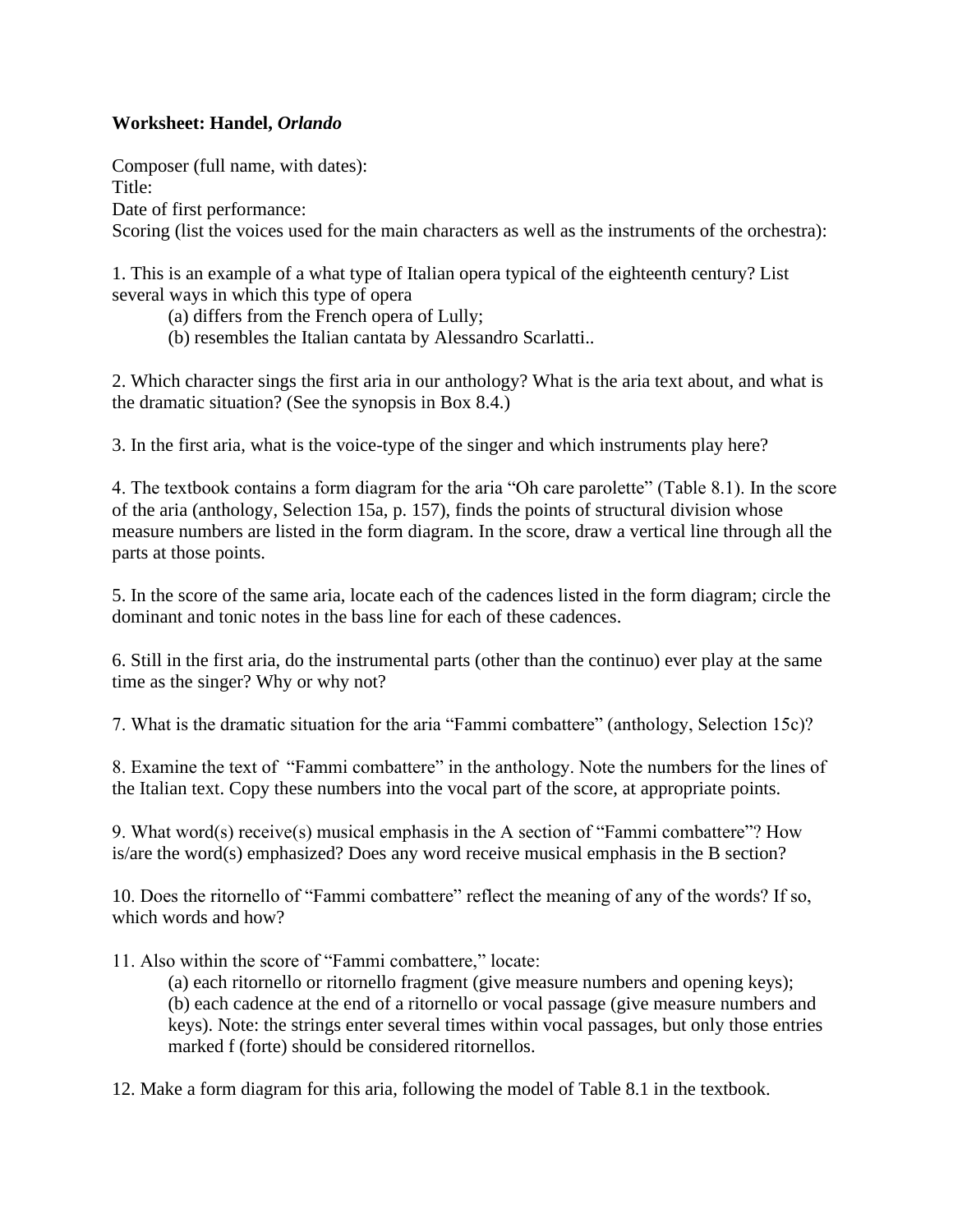**Worksheet: Handel, *Orlando***

Composer (full name, with dates):
Title:
Date of first performance:
Scoring (list the voices used for the main characters as well as the instruments of the orchestra):

1. This is an example of a what type of Italian opera typical of the eighteenth century? List several ways in which this type of opera
   (a) differs from the French opera of Lully;
   (b) resembles the Italian cantata by Alessandro Scarlatti..

2. Which character sings the first aria in our anthology? What is the aria text about, and what is the dramatic situation? (See the synopsis in Box 8.4.)

3. In the first aria, what is the voice-type of the singer and which instruments play here?

4. The textbook contains a form diagram for the aria "Oh care parolette" (Table 8.1). In the score of the aria (anthology, Selection 15a, p. 157), finds the points of structural division whose measure numbers are listed in the form diagram. In the score, draw a vertical line through all the parts at those points.

5. In the score of the same aria, locate each of the cadences listed in the form diagram; circle the dominant and tonic notes in the bass line for each of these cadences.

6. Still in the first aria, do the instrumental parts (other than the continuo) ever play at the same time as the singer? Why or why not?

7. What is the dramatic situation for the aria "Fammi combattere" (anthology, Selection 15c)?

8. Examine the text of "Fammi combattere" in the anthology. Note the numbers for the lines of the Italian text. Copy these numbers into the vocal part of the score, at appropriate points.

9. What word(s) receive(s) musical emphasis in the A section of "Fammi combattere"? How is/are the word(s) emphasized? Does any word receive musical emphasis in the B section?

10. Does the ritornello of "Fammi combattere" reflect the meaning of any of the words? If so, which words and how?

11. Also within the score of "Fammi combattere," locate:
   (a) each ritornello or ritornello fragment (give measure numbers and opening keys);
   (b) each cadence at the end of a ritornello or vocal passage (give measure numbers and keys). Note: the strings enter several times within vocal passages, but only those entries marked f (forte) should be considered ritornellos.

12. Make a form diagram for this aria, following the model of Table 8.1 in the textbook.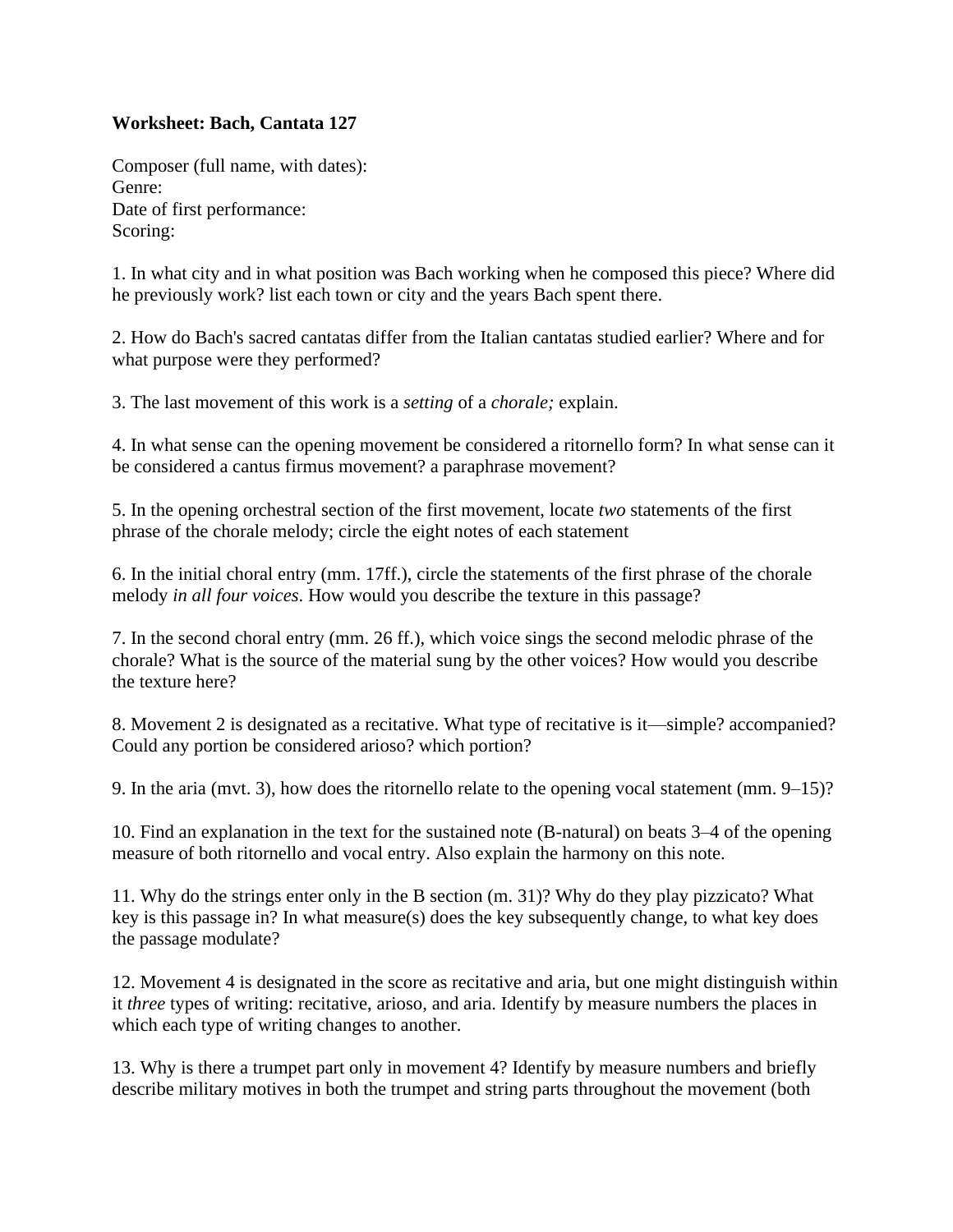**Worksheet: Bach, Cantata 127**

Composer (full name, with dates):
Genre:
Date of first performance:
Scoring:

1. In what city and in what position was Bach working when he composed this piece? Where did he previously work? list each town or city and the years Bach spent there.

2. How do Bach's sacred cantatas differ from the Italian cantatas studied earlier? Where and for what purpose were they performed?

3. The last movement of this work is a *setting* of a *chorale;* explain.

4. In what sense can the opening movement be considered a ritornello form? In what sense can it be considered a cantus firmus movement? a paraphrase movement?

5. In the opening orchestral section of the first movement, locate *two* statements of the first phrase of the chorale melody; circle the eight notes of each statement

6. In the initial choral entry (mm. 17ff.), circle the statements of the first phrase of the chorale melody *in all four voices*. How would you describe the texture in this passage?

7. In the second choral entry (mm. 26 ff.), which voice sings the second melodic phrase of the chorale? What is the source of the material sung by the other voices? How would you describe the texture here?

8. Movement 2 is designated as a recitative. What type of recitative is it—simple? accompanied? Could any portion be considered arioso? which portion?

9. In the aria (mvt. 3), how does the ritornello relate to the opening vocal statement (mm. 9–15)?

10. Find an explanation in the text for the sustained note (B-natural) on beats 3–4 of the opening measure of both ritornello and vocal entry. Also explain the harmony on this note.

11. Why do the strings enter only in the B section (m. 31)? Why do they play pizzicato? What key is this passage in? In what measure(s) does the key subsequently change, to what key does the passage modulate?

12. Movement 4 is designated in the score as recitative and aria, but one might distinguish within it *three* types of writing: recitative, arioso, and aria. Identify by measure numbers the places in which each type of writing changes to another.

13. Why is there a trumpet part only in movement 4? Identify by measure numbers and briefly describe military motives in both the trumpet and string parts throughout the movement (both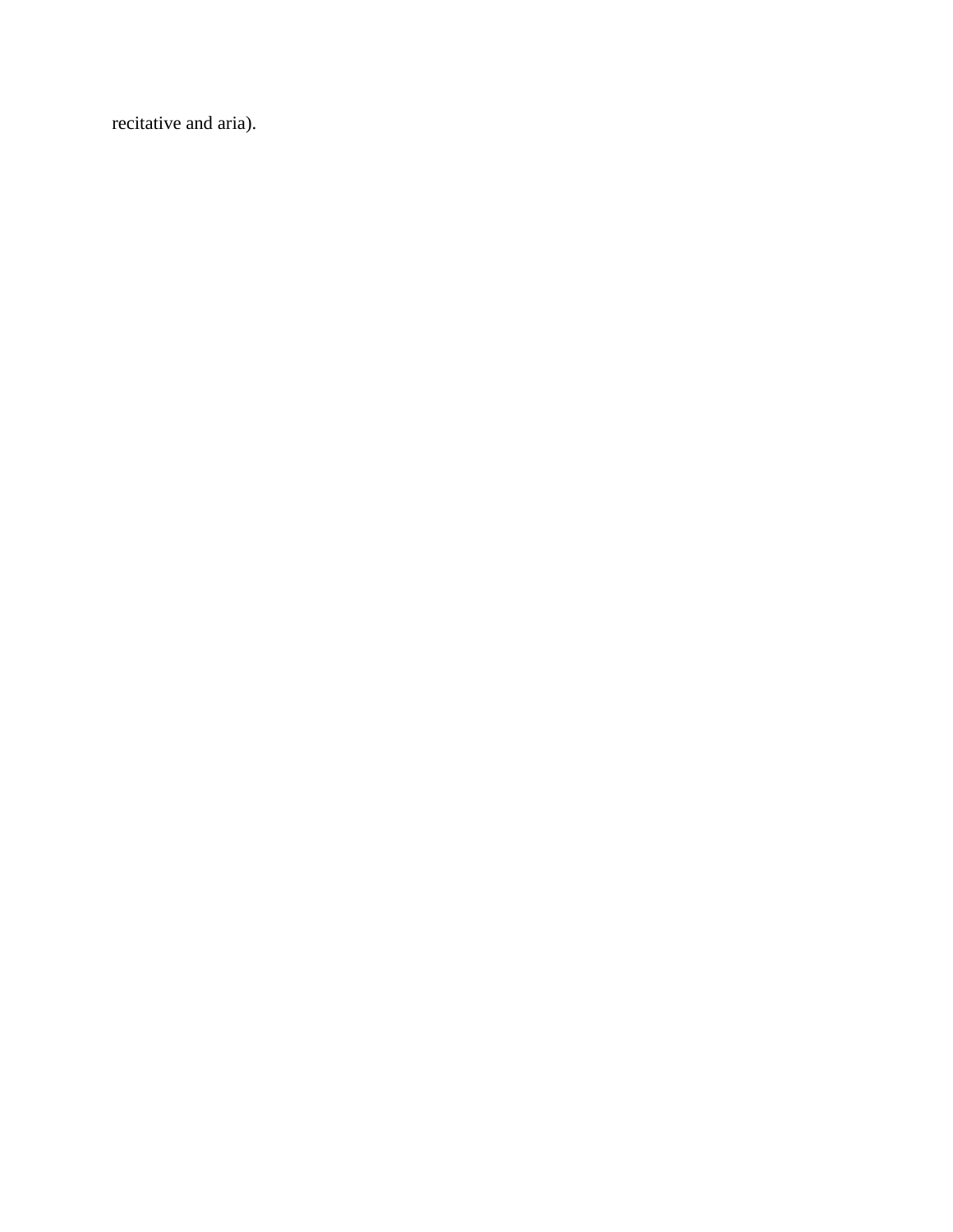recitative and aria).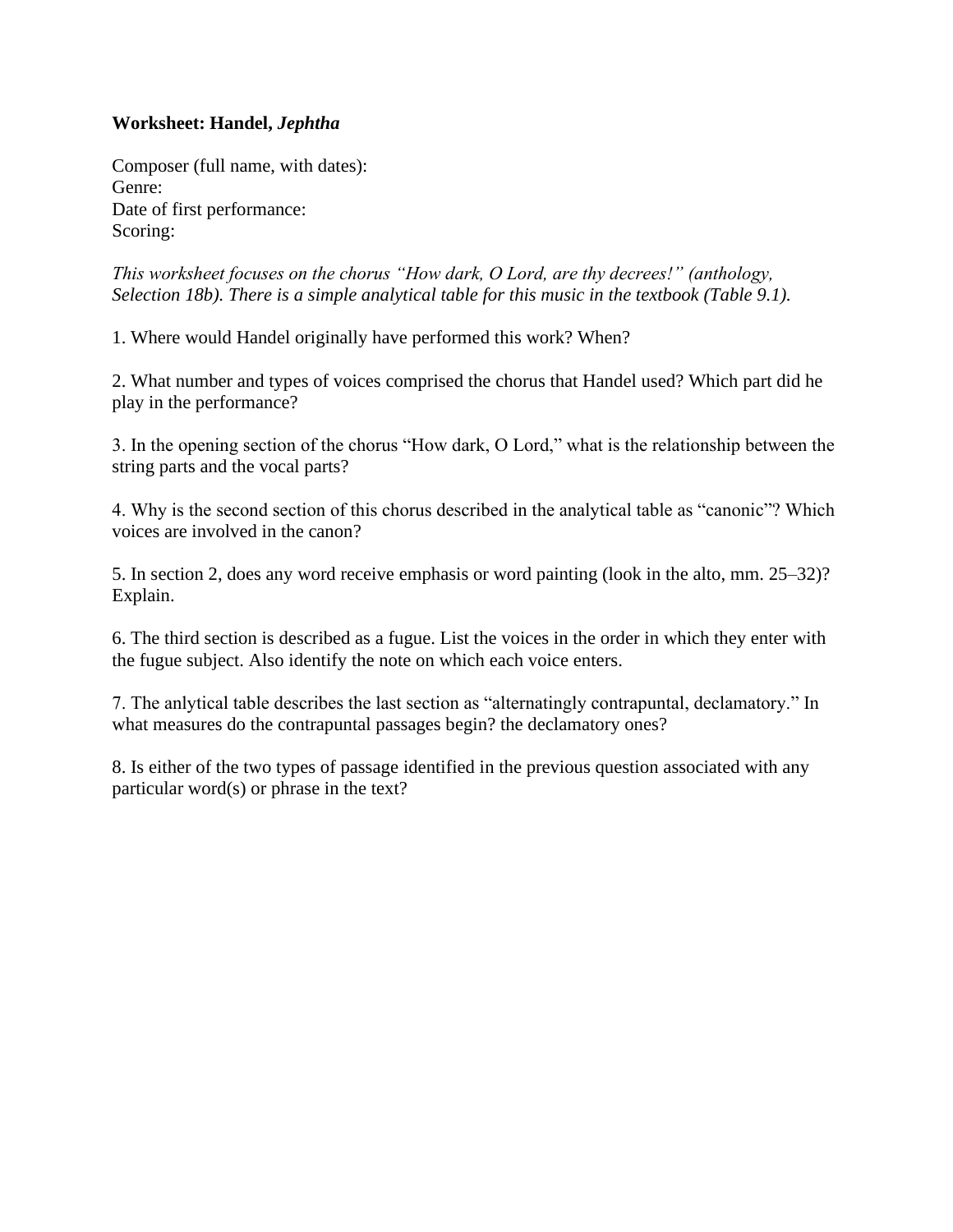**Worksheet: Handel,** ***Jephtha***

Composer (full name, with dates):
Genre:
Date of first performance:
Scoring:

*This worksheet focuses on the chorus "How dark, O Lord, are thy decrees!" (anthology, Selection 18b). There is a simple analytical table for this music in the textbook (Table 9.1).*

1. Where would Handel originally have performed this work? When?

2. What number and types of voices comprised the chorus that Handel used? Which part did he play in the performance?

3. In the opening section of the chorus "How dark, O Lord," what is the relationship between the string parts and the vocal parts?

4. Why is the second section of this chorus described in the analytical table as "canonic"? Which voices are involved in the canon?

5. In section 2, does any word receive emphasis or word painting (look in the alto, mm. 25–32)? Explain.

6. The third section is described as a fugue. List the voices in the order in which they enter with the fugue subject. Also identify the note on which each voice enters.

7. The anlytical table describes the last section as "alternatingly contrapuntal, declamatory." In what measures do the contrapuntal passages begin? the declamatory ones?

8. Is either of the two types of passage identified in the previous question associated with any particular word(s) or phrase in the text?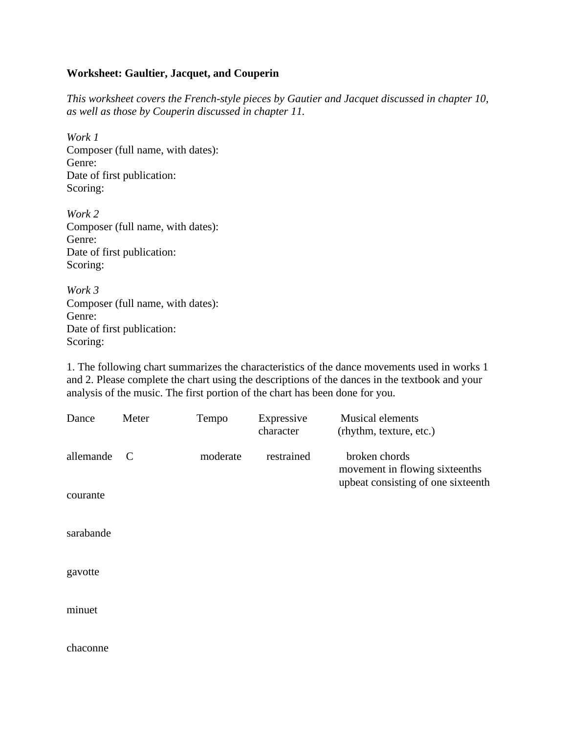**Worksheet: Gaultier, Jacquet, and Couperin**

*This worksheet covers the French-style pieces by Gautier and Jacquet discussed in chapter 10, as well as those by Couperin discussed in chapter 11.*

*Work 1*
Composer (full name, with dates):
Genre:
Date of first publication:
Scoring:

*Work 2*
Composer (full name, with dates):
Genre:
Date of first publication:
Scoring:

*Work 3*
Composer (full name, with dates):
Genre:
Date of first publication:
Scoring:

1. The following chart summarizes the characteristics of the dance movements used in works 1 and 2. Please complete the chart using the descriptions of the dances in the textbook and your analysis of the music. The first portion of the chart has been done for you.

| Dance | Meter | Tempo | Expressive character | Musical elements (rhythm, texture, etc.) |
|---|---|---|---|---|
| allemande | C | moderate | restrained | broken chords<br>movement in flowing sixteenths<br>upbeat consisting of one sixteenth |
| courante | | | | |
| sarabande | | | | |
| gavotte | | | | |
| minuet | | | | |
| chaconne | | | | |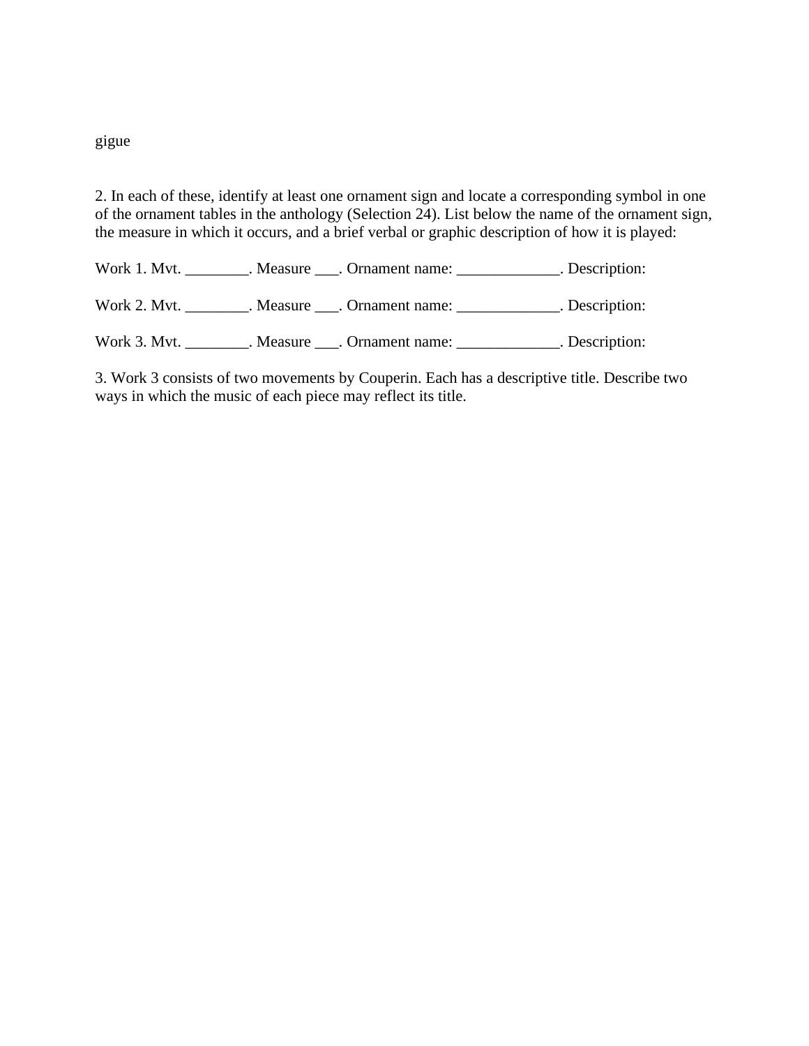gigue

2. In each of these, identify at least one ornament sign and locate a corresponding symbol in one of the ornament tables in the anthology (Selection 24). List below the name of the ornament sign, the measure in which it occurs, and a brief verbal or graphic description of how it is played:

Work 1. Mvt. ________. Measure ___. Ornament name: _____________. Description:

Work 2. Mvt. ________. Measure ___. Ornament name: _____________. Description:

Work 3. Mvt. ________. Measure ___. Ornament name: _____________. Description:

3. Work 3 consists of two movements by Couperin. Each has a descriptive title. Describe two ways in which the music of each piece may reflect its title.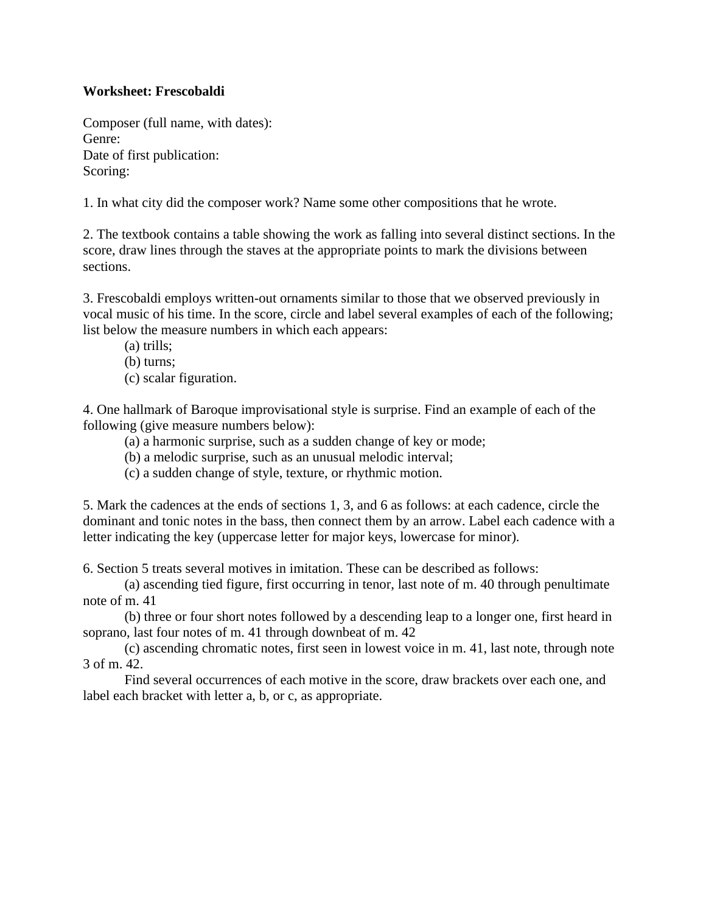**Worksheet: Frescobaldi**

Composer (full name, with dates):
Genre:
Date of first publication:
Scoring:

1. In what city did the composer work? Name some other compositions that he wrote.

2. The textbook contains a table showing the work as falling into several distinct sections. In the score, draw lines through the staves at the appropriate points to mark the divisions between sections.

3. Frescobaldi employs written-out ornaments similar to those that we observed previously in vocal music of his time. In the score, circle and label several examples of each of the following; list below the measure numbers in which each appears:

   (a) trills;
   (b) turns;
   (c) scalar figuration.

4. One hallmark of Baroque improvisational style is surprise. Find an example of each of the following (give measure numbers below):

   (a) a harmonic surprise, such as a sudden change of key or mode;
   (b) a melodic surprise, such as an unusual melodic interval;
   (c) a sudden change of style, texture, or rhythmic motion.

5. Mark the cadences at the ends of sections 1, 3, and 6 as follows: at each cadence, circle the dominant and tonic notes in the bass, then connect them by an arrow. Label each cadence with a letter indicating the key (uppercase letter for major keys, lowercase for minor).

6. Section 5 treats several motives in imitation. These can be described as follows:

   (a) ascending tied figure, first occurring in tenor, last note of m. 40 through penultimate note of m. 41
   (b) three or four short notes followed by a descending leap to a longer one, first heard in soprano, last four notes of m. 41 through downbeat of m. 42
   (c) ascending chromatic notes, first seen in lowest voice in m. 41, last note, through note 3 of m. 42.

   Find several occurrences of each motive in the score, draw brackets over each one, and label each bracket with letter a, b, or c, as appropriate.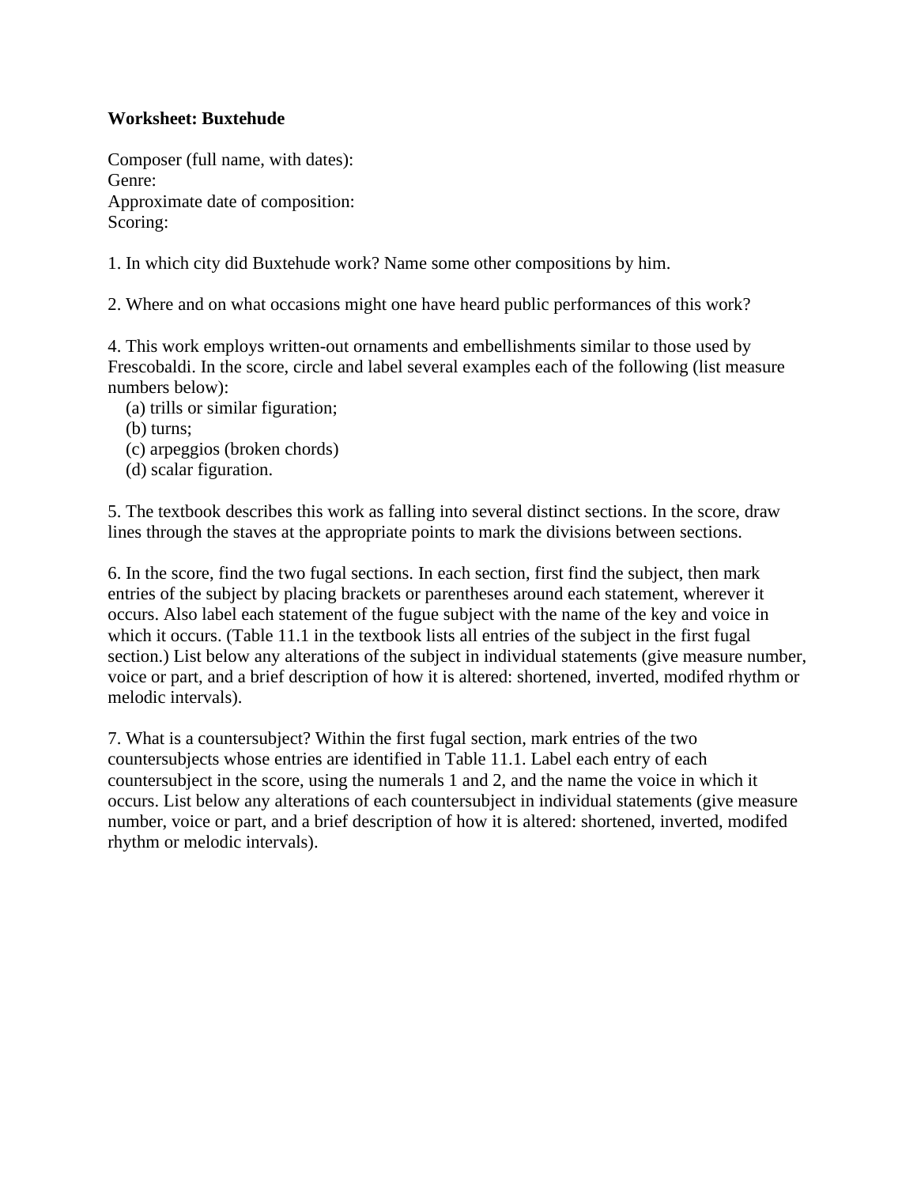**Worksheet: Buxtehude**

Composer (full name, with dates):
Genre:
Approximate date of composition:
Scoring:

1. In which city did Buxtehude work? Name some other compositions by him.

2. Where and on what occasions might one have heard public performances of this work?

4. This work employs written-out ornaments and embellishments similar to those used by Frescobaldi. In the score, circle and label several examples each of the following (list measure numbers below):
   (a) trills or similar figuration;
   (b) turns;
   (c) arpeggios (broken chords)
   (d) scalar figuration.

5. The textbook describes this work as falling into several distinct sections. In the score, draw lines through the staves at the appropriate points to mark the divisions between sections.

6. In the score, find the two fugal sections. In each section, first find the subject, then mark entries of the subject by placing brackets or parentheses around each statement, wherever it occurs. Also label each statement of the fugue subject with the name of the key and voice in which it occurs. (Table 11.1 in the textbook lists all entries of the subject in the first fugal section.) List below any alterations of the subject in individual statements (give measure number, voice or part, and a brief description of how it is altered: shortened, inverted, modifed rhythm or melodic intervals).

7. What is a countersubject? Within the first fugal section, mark entries of the two countersubjects whose entries are identified in Table 11.1. Label each entry of each countersubject in the score, using the numerals 1 and 2, and the name the voice in which it occurs. List below any alterations of each countersubject in individual statements (give measure number, voice or part, and a brief description of how it is altered: shortened, inverted, modifed rhythm or melodic intervals).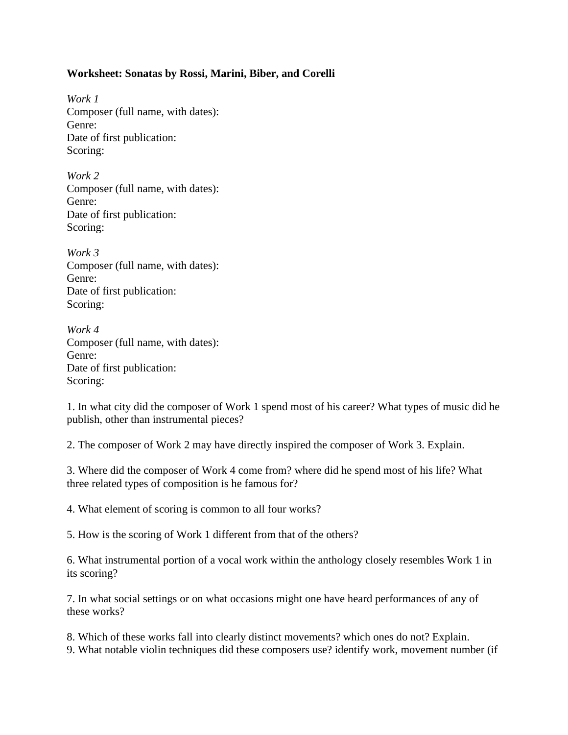**Worksheet: Sonatas by Rossi, Marini, Biber, and Corelli**

*Work 1*
Composer (full name, with dates):
Genre:
Date of first publication:
Scoring:

*Work 2*
Composer (full name, with dates):
Genre:
Date of first publication:
Scoring:

*Work 3*
Composer (full name, with dates):
Genre:
Date of first publication:
Scoring:

*Work 4*
Composer (full name, with dates):
Genre:
Date of first publication:
Scoring:

1. In what city did the composer of Work 1 spend most of his career? What types of music did he publish, other than instrumental pieces?

2. The composer of Work 2 may have directly inspired the composer of Work 3. Explain.

3. Where did the composer of Work 4 come from? where did he spend most of his life? What three related types of composition is he famous for?

4. What element of scoring is common to all four works?

5. How is the scoring of Work 1 different from that of the others?

6. What instrumental portion of a vocal work within the anthology closely resembles Work 1 in its scoring?

7. In what social settings or on what occasions might one have heard performances of any of these works?

8. Which of these works fall into clearly distinct movements? which ones do not? Explain.
9. What notable violin techniques did these composers use? identify work, movement number (if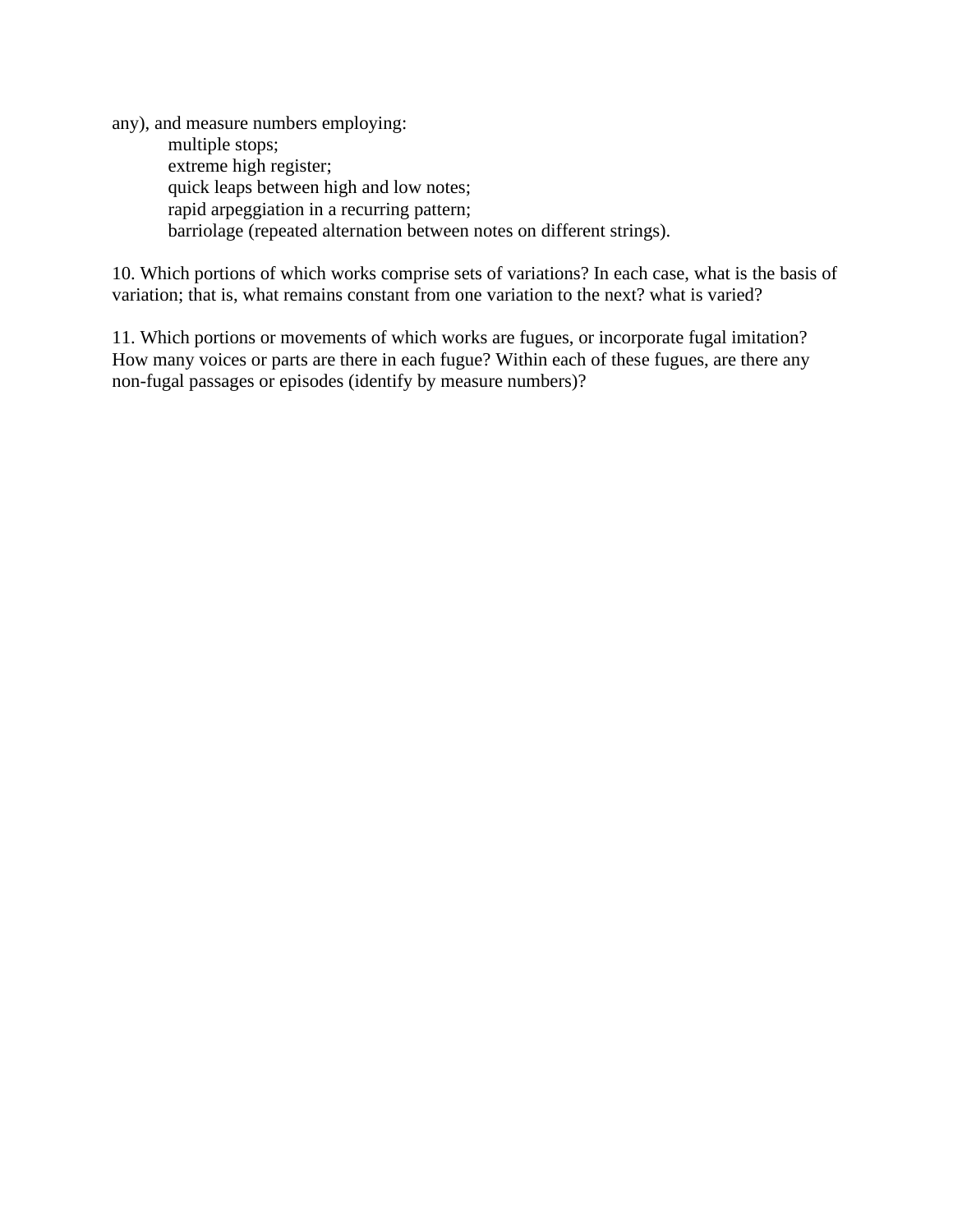any), and measure numbers employing:

  multiple stops;
  extreme high register;
  quick leaps between high and low notes;
  rapid arpeggiation in a recurring pattern;
  barriolage (repeated alternation between notes on different strings).

10. Which portions of which works comprise sets of variations? In each case, what is the basis of variation; that is, what remains constant from one variation to the next? what is varied?

11. Which portions or movements of which works are fugues, or incorporate fugal imitation? How many voices or parts are there in each fugue? Within each of these fugues, are there any non-fugal passages or episodes (identify by measure numbers)?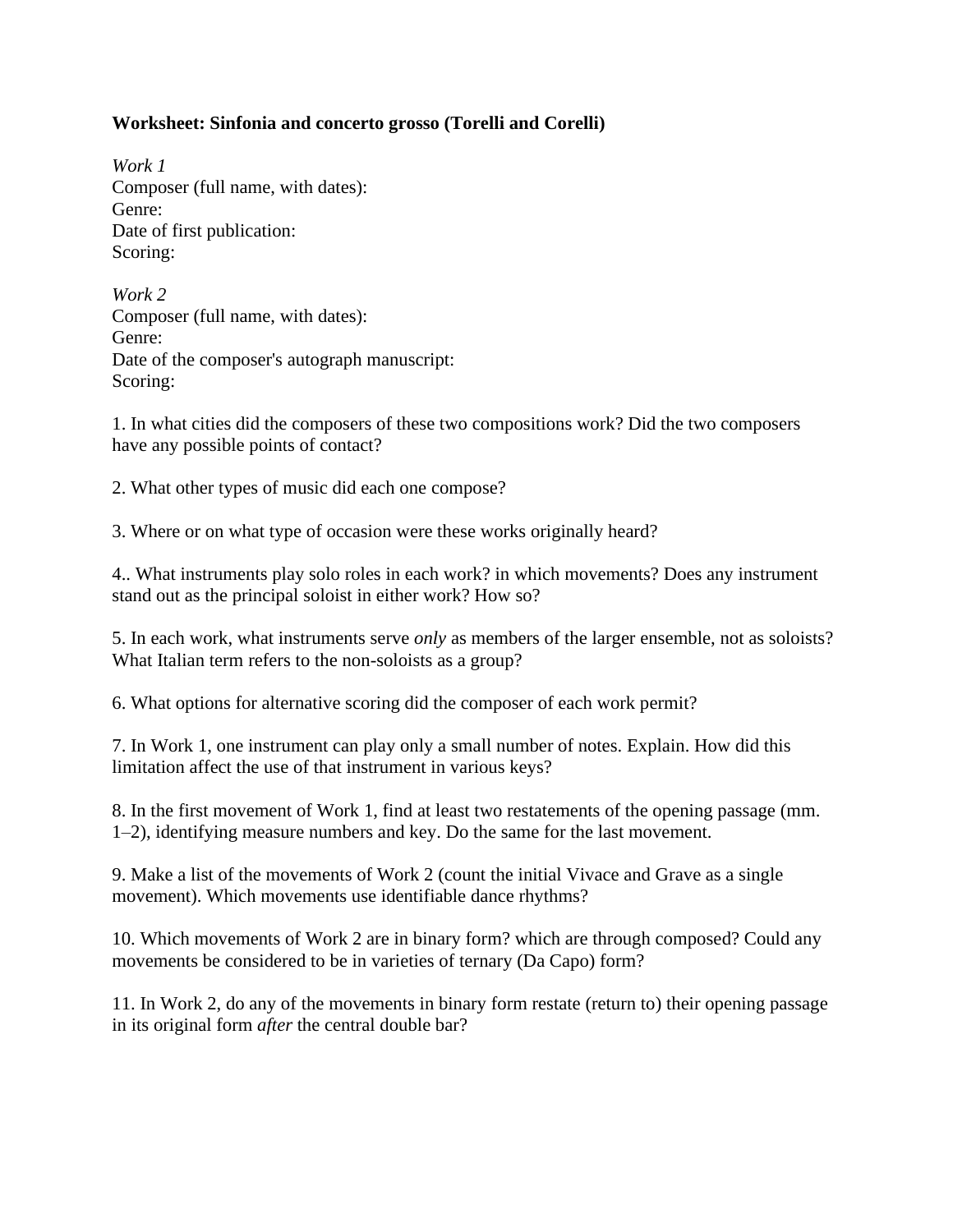**Worksheet: Sinfonia and concerto grosso (Torelli and Corelli)**

*Work 1*
Composer (full name, with dates):
Genre:
Date of first publication:
Scoring:

*Work 2*
Composer (full name, with dates):
Genre:
Date of the composer's autograph manuscript:
Scoring:

1. In what cities did the composers of these two compositions work? Did the two composers have any possible points of contact?

2. What other types of music did each one compose?

3. Where or on what type of occasion were these works originally heard?

4.. What instruments play solo roles in each work? in which movements? Does any instrument stand out as the principal soloist in either work? How so?

5. In each work, what instruments serve *only* as members of the larger ensemble, not as soloists? What Italian term refers to the non-soloists as a group?

6. What options for alternative scoring did the composer of each work permit?

7. In Work 1, one instrument can play only a small number of notes. Explain. How did this limitation affect the use of that instrument in various keys?

8. In the first movement of Work 1, find at least two restatements of the opening passage (mm. 1–2), identifying measure numbers and key. Do the same for the last movement.

9. Make a list of the movements of Work 2 (count the initial Vivace and Grave as a single movement). Which movements use identifiable dance rhythms?

10. Which movements of Work 2 are in binary form? which are through composed? Could any movements be considered to be in varieties of ternary (Da Capo) form?

11. In Work 2, do any of the movements in binary form restate (return to) their opening passage in its original form *after* the central double bar?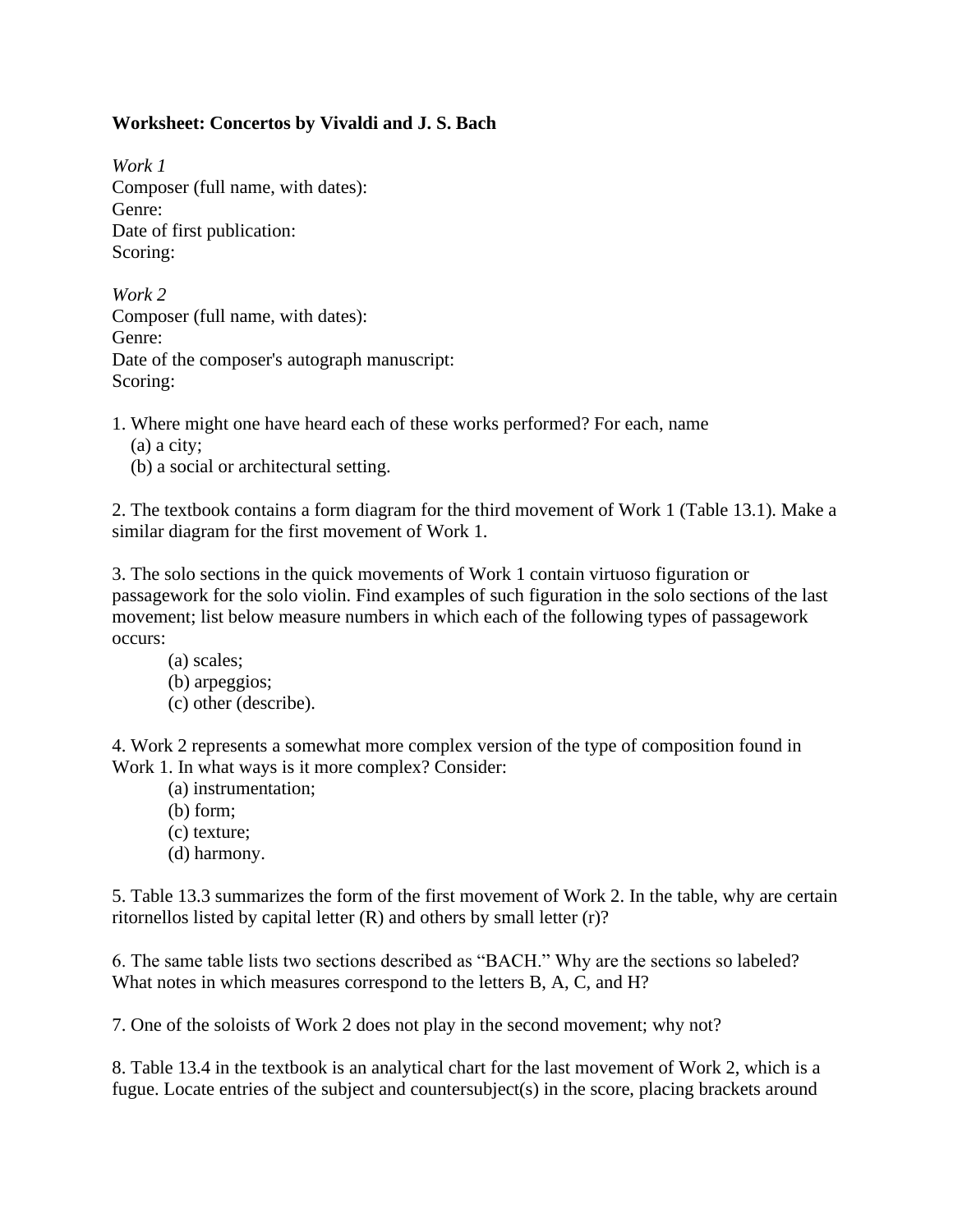**Worksheet: Concertos by Vivaldi and J. S. Bach**

*Work 1*
Composer (full name, with dates):
Genre:
Date of first publication:
Scoring:

*Work 2*
Composer (full name, with dates):
Genre:
Date of the composer's autograph manuscript:
Scoring:

1. Where might one have heard each of these works performed? For each, name
   (a) a city;
   (b) a social or architectural setting.

2. The textbook contains a form diagram for the third movement of Work 1 (Table 13.1). Make a similar diagram for the first movement of Work 1.

3. The solo sections in the quick movements of Work 1 contain virtuoso figuration or passagework for the solo violin. Find examples of such figuration in the solo sections of the last movement; list below measure numbers in which each of the following types of passagework occurs:
   - (a) scales;
   - (b) arpeggios;
   - (c) other (describe).

4. Work 2 represents a somewhat more complex version of the type of composition found in Work 1. In what ways is it more complex? Consider:
   - (a) instrumentation;
   - (b) form;
   - (c) texture;
   - (d) harmony.

5. Table 13.3 summarizes the form of the first movement of Work 2. In the table, why are certain ritornellos listed by capital letter (R) and others by small letter (r)?

6. The same table lists two sections described as "BACH." Why are the sections so labeled? What notes in which measures correspond to the letters B, A, C, and H?

7. One of the soloists of Work 2 does not play in the second movement; why not?

8. Table 13.4 in the textbook is an analytical chart for the last movement of Work 2, which is a fugue. Locate entries of the subject and countersubject(s) in the score, placing brackets around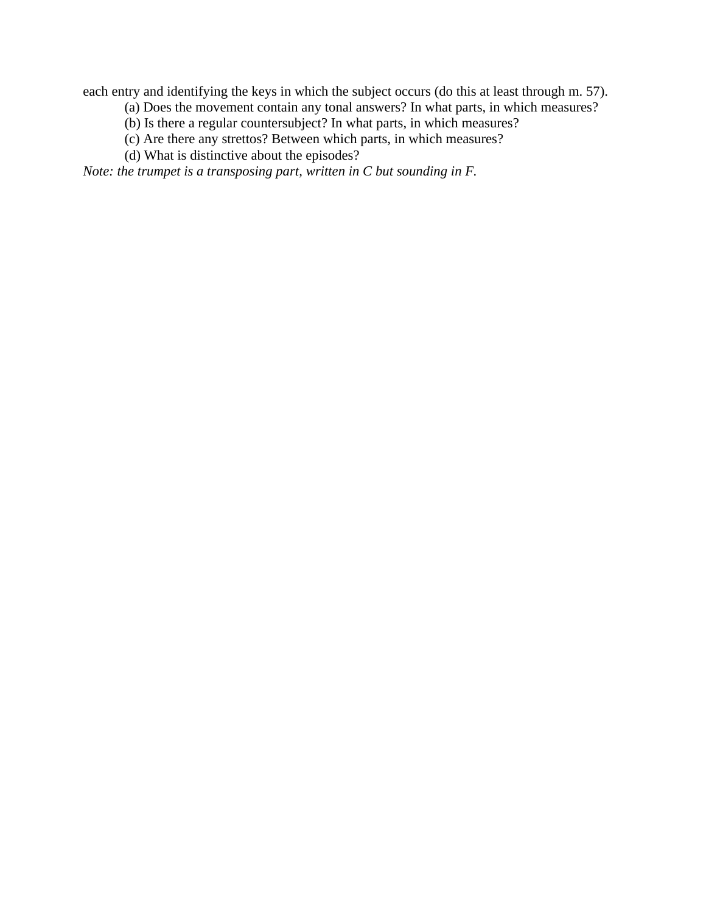each entry and identifying the keys in which the subject occurs (do this at least through m. 57).

(a) Does the movement contain any tonal answers? In what parts, in which measures?

(b) Is there a regular countersubject? In what parts, in which measures?

(c) Are there any strettos? Between which parts, in which measures?

(d) What is distinctive about the episodes?

*Note: the trumpet is a transposing part, written in C but sounding in F.*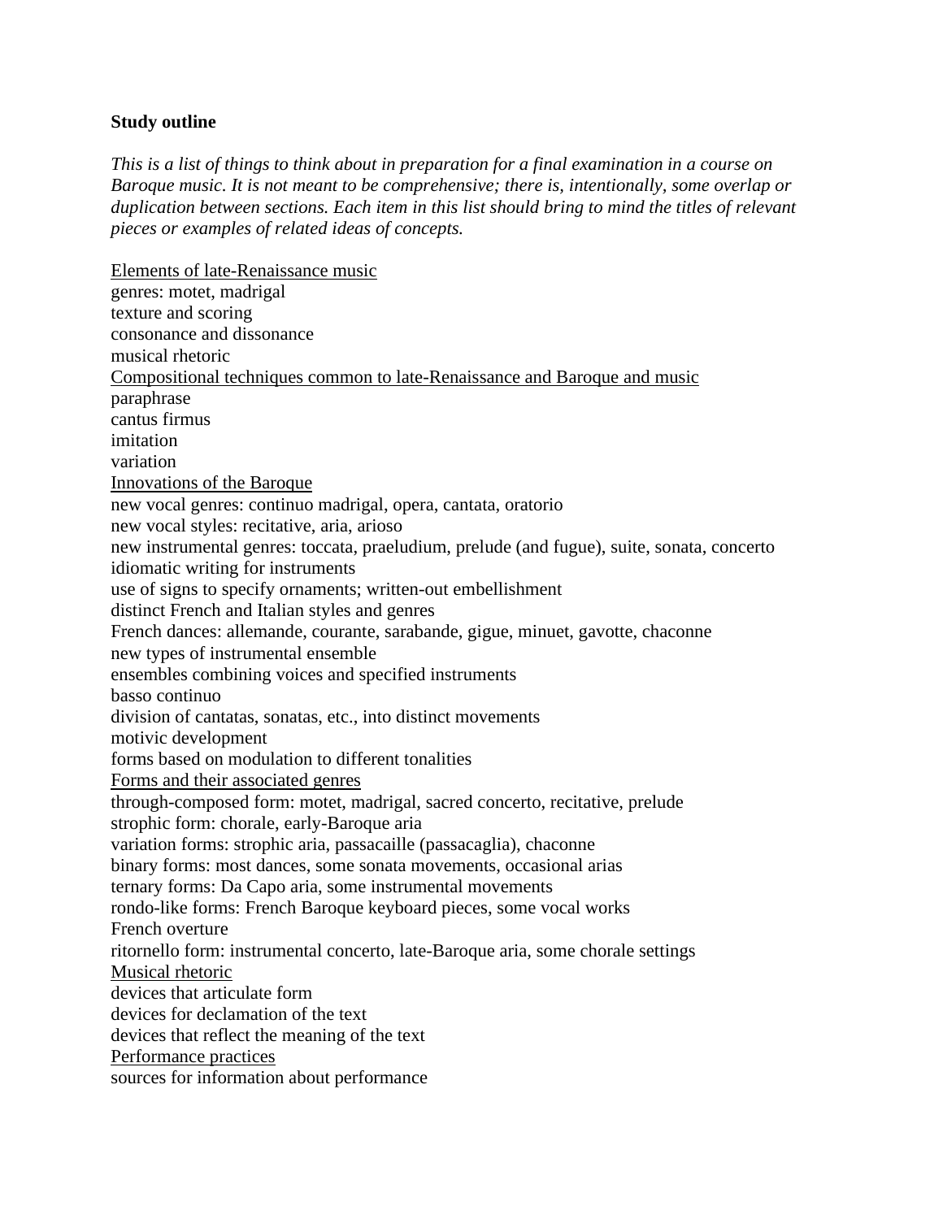**Study outline**

*This is a list of things to think about in preparation for a final examination in a course on Baroque music. It is not meant to be comprehensive; there is, intentionally, some overlap or duplication between sections. Each item in this list should bring to mind the titles of relevant pieces or examples of related ideas of concepts.*

<u>Elements of late-Renaissance music</u>
genres: motet, madrigal
texture and scoring
consonance and dissonance
musical rhetoric

<u>Compositional techniques common to late-Renaissance and Baroque and music</u>
paraphrase
cantus firmus
imitation
variation

<u>Innovations of the Baroque</u>
new vocal genres: continuo madrigal, opera, cantata, oratorio
new vocal styles: recitative, aria, arioso
new instrumental genres: toccata, praeludium, prelude (and fugue), suite, sonata, concerto
idiomatic writing for instruments
use of signs to specify ornaments; written-out embellishment
distinct French and Italian styles and genres
French dances: allemande, courante, sarabande, gigue, minuet, gavotte, chaconne
new types of instrumental ensemble
ensembles combining voices and specified instruments
basso continuo
division of cantatas, sonatas, etc., into distinct movements
motivic development
forms based on modulation to different tonalities

<u>Forms and their associated genres</u>
through-composed form: motet, madrigal, sacred concerto, recitative, prelude
strophic form: chorale, early-Baroque aria
variation forms: strophic aria, passacaille (passacaglia), chaconne
binary forms: most dances, some sonata movements, occasional arias
ternary forms: Da Capo aria, some instrumental movements
rondo-like forms: French Baroque keyboard pieces, some vocal works
French overture
ritornello form: instrumental concerto, late-Baroque aria, some chorale settings

<u>Musical rhetoric</u>
devices that articulate form
devices for declamation of the text
devices that reflect the meaning of the text

<u>Performance practices</u>
sources for information about performance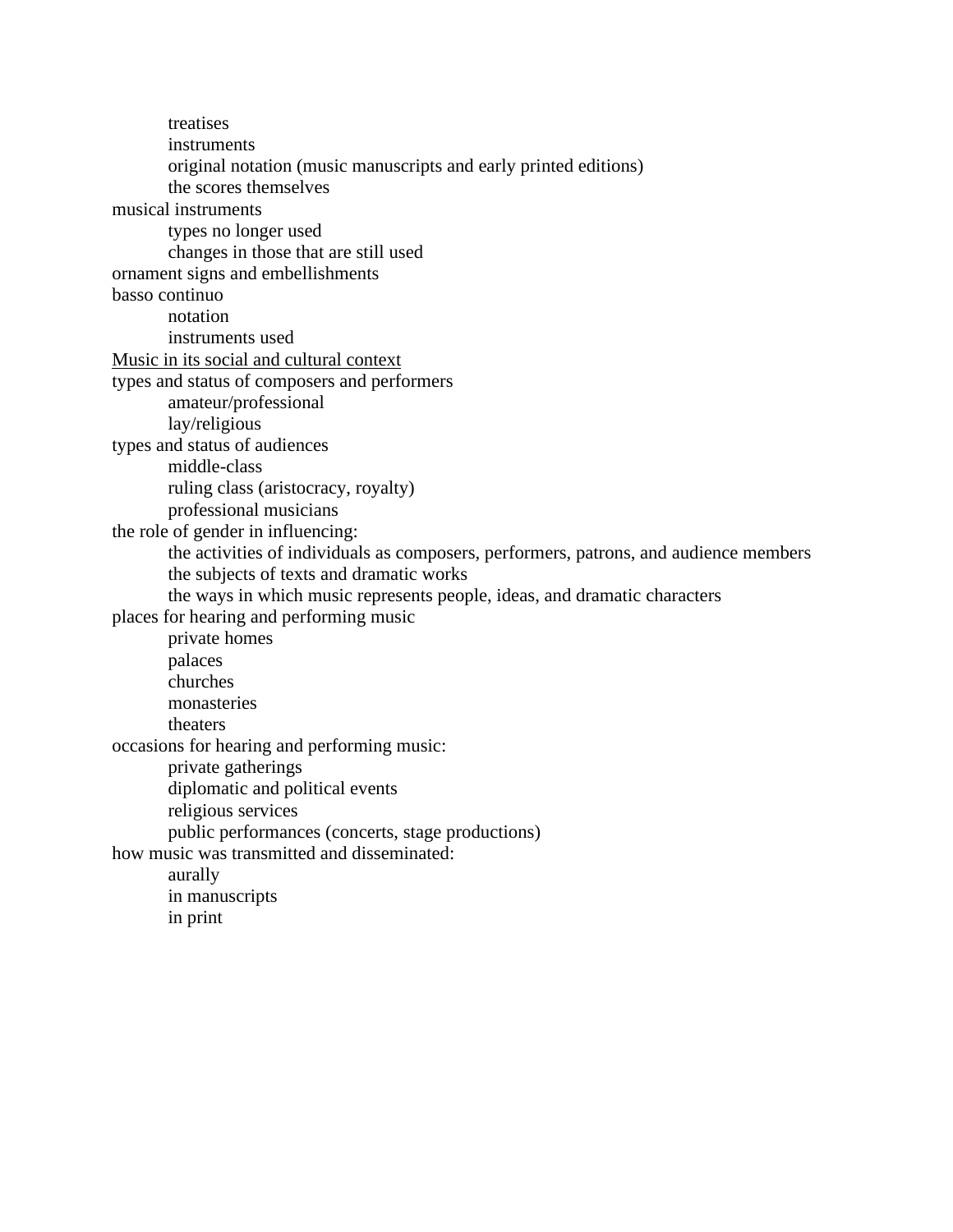- treatises
- instruments
- original notation (music manuscripts and early printed editions)
- the scores themselves

musical instruments

- types no longer used
- changes in those that are still used

ornament signs and embellishments

basso continuo

- notation
- instruments used

<u>Music in its social and cultural context</u>

types and status of composers and performers

- amateur/professional
- lay/religious

types and status of audiences

- middle-class
- ruling class (aristocracy, royalty)
- professional musicians

the role of gender in influencing:

- the activities of individuals as composers, performers, patrons, and audience members
- the subjects of texts and dramatic works
- the ways in which music represents people, ideas, and dramatic characters

places for hearing and performing music

- private homes
- palaces
- churches
- monasteries
- theaters

occasions for hearing and performing music:

- private gatherings
- diplomatic and political events
- religious services
- public performances (concerts, stage productions)

how music was transmitted and disseminated:

- aurally
- in manuscripts
- in print